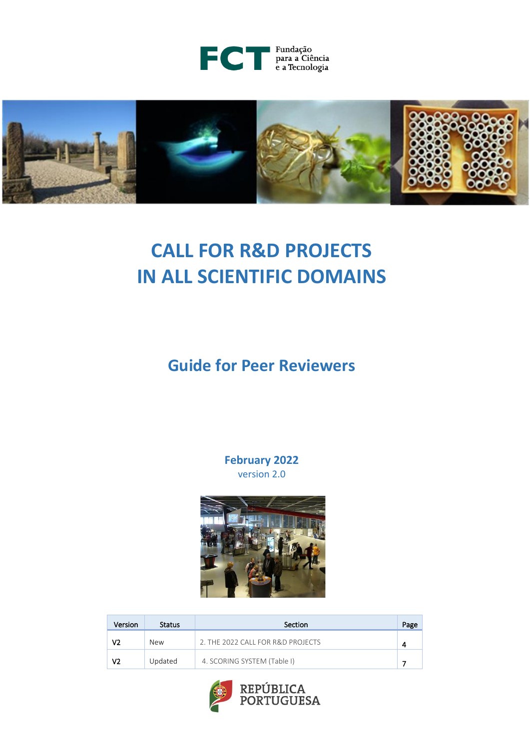FCT Fundação para a Ciência e a Tecnologia

# CALL FOR R&D PROJECTS IN ALL SCIENTIFIC DOMAINS

## Guide for Peer Reviewers

**February 2022**
version 2.0

| Version | Status | Section | Page |
|---|---|---|---|
| V2 | New | 2. THE 2022 CALL FOR R&D PROJECTS | 4 |
| V2 | Updated | 4. SCORING SYSTEM (Table I) | 7 |

REPÚBLICA PORTUGUESA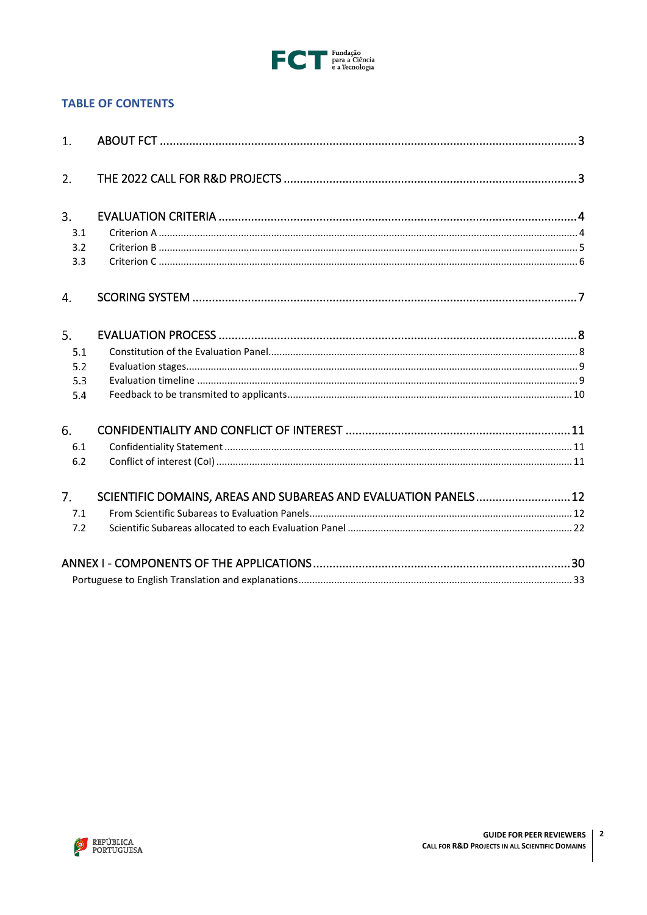## TABLE OF CONTENTS

1. ABOUT FCT ..... 3
2. THE 2022 CALL FOR R&D PROJECTS ..... 3
3. EVALUATION CRITERIA ..... 4
   - 3.1 Criterion A ..... 4
   - 3.2 Criterion B ..... 5
   - 3.3 Criterion C ..... 6
4. SCORING SYSTEM ..... 7
5. EVALUATION PROCESS ..... 8
   - 5.1 Constitution of the Evaluation Panel ..... 8
   - 5.2 Evaluation stages ..... 9
   - 5.3 Evaluation timeline ..... 9
   - 5.4 Feedback to be transmited to applicants ..... 10
6. CONFIDENTIALITY AND CONFLICT OF INTEREST ..... 11
   - 6.1 Confidentiality Statement ..... 11
   - 6.2 Conflict of interest (CoI) ..... 11
7. SCIENTIFIC DOMAINS, AREAS AND SUBAREAS AND EVALUATION PANELS ..... 12
   - 7.1 From Scientific Subareas to Evaluation Panels ..... 12
   - 7.2 Scientific Subareas allocated to each Evaluation Panel ..... 22

ANNEX I - COMPONENTS OF THE APPLICATIONS ..... 30

Portuguese to English Translation and explanations ..... 33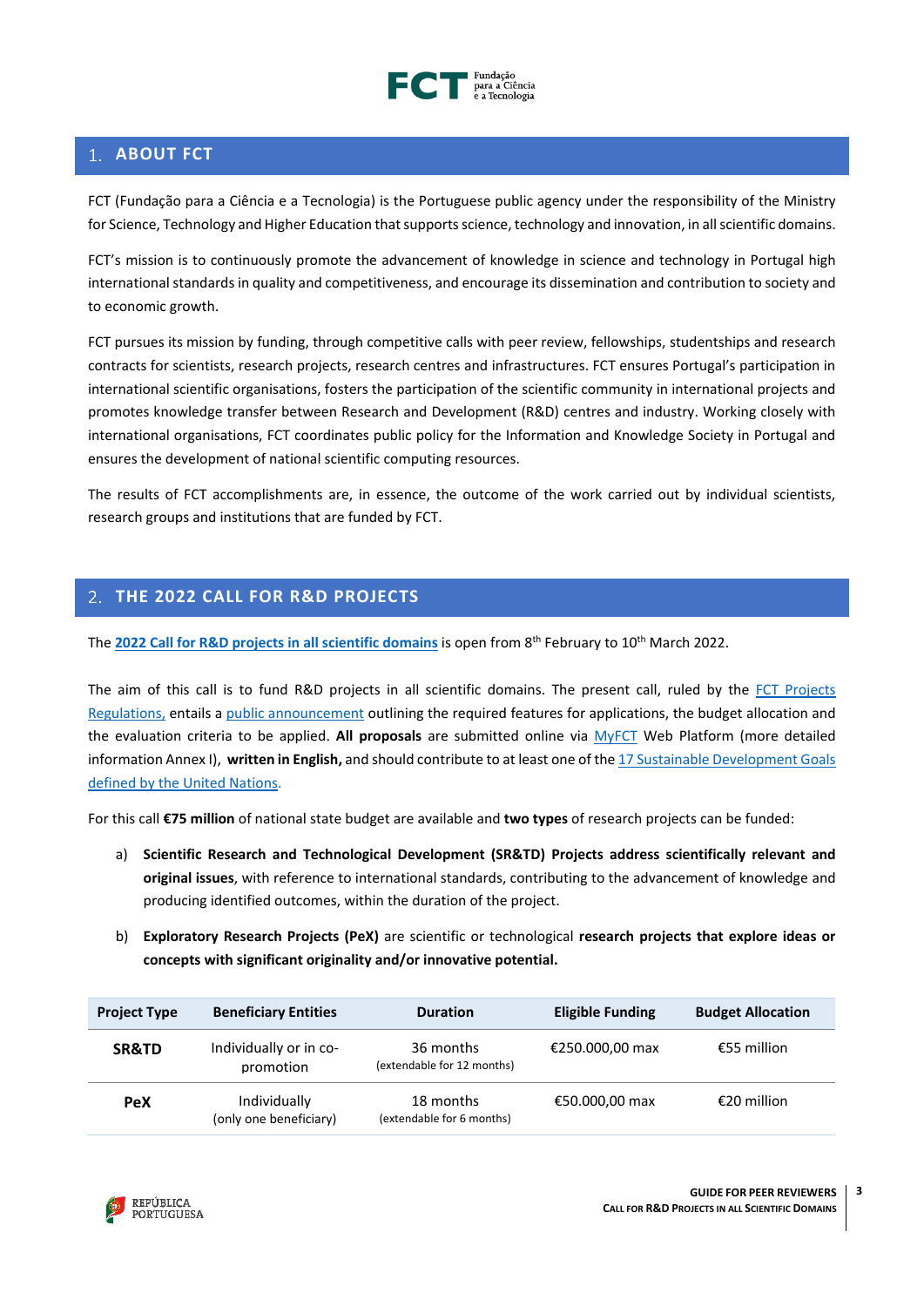## 1. ABOUT FCT

FCT (Fundação para a Ciência e a Tecnologia) is the Portuguese public agency under the responsibility of the Ministry for Science, Technology and Higher Education that supports science, technology and innovation, in all scientific domains.

FCT's mission is to continuously promote the advancement of knowledge in science and technology in Portugal high international standards in quality and competitiveness, and encourage its dissemination and contribution to society and to economic growth.

FCT pursues its mission by funding, through competitive calls with peer review, fellowships, studentships and research contracts for scientists, research projects, research centres and infrastructures. FCT ensures Portugal's participation in international scientific organisations, fosters the participation of the scientific community in international projects and promotes knowledge transfer between Research and Development (R&D) centres and industry. Working closely with international organisations, FCT coordinates public policy for the Information and Knowledge Society in Portugal and ensures the development of national scientific computing resources.

The results of FCT accomplishments are, in essence, the outcome of the work carried out by individual scientists, research groups and institutions that are funded by FCT.

## 2. THE 2022 CALL FOR R&D PROJECTS

The **2022 Call for R&D projects in all scientific domains** is open from 8th February to 10th March 2022.

The aim of this call is to fund R&D projects in all scientific domains. The present call, ruled by the FCT Projects Regulations, entails a public announcement outlining the required features for applications, the budget allocation and the evaluation criteria to be applied. **All proposals** are submitted online via MyFCT Web Platform (more detailed information Annex I), **written in English,** and should contribute to at least one of the 17 Sustainable Development Goals defined by the United Nations.

For this call **€75 million** of national state budget are available and **two types** of research projects can be funded:

a) **Scientific Research and Technological Development (SR&TD) Projects address scientifically relevant and original issues**, with reference to international standards, contributing to the advancement of knowledge and producing identified outcomes, within the duration of the project.

b) **Exploratory Research Projects (PeX)** are scientific or technological **research projects that explore ideas or concepts with significant originality and/or innovative potential.**

| Project Type | Beneficiary Entities | Duration | Eligible Funding | Budget Allocation |
|---|---|---|---|---|
| **SR&TD** | Individually or in co-promotion | 36 months (extendable for 12 months) | €250.000,00 max | €55 million |
| **PeX** | Individually (only one beneficiary) | 18 months (extendable for 6 months) | €50.000,00 max | €20 million |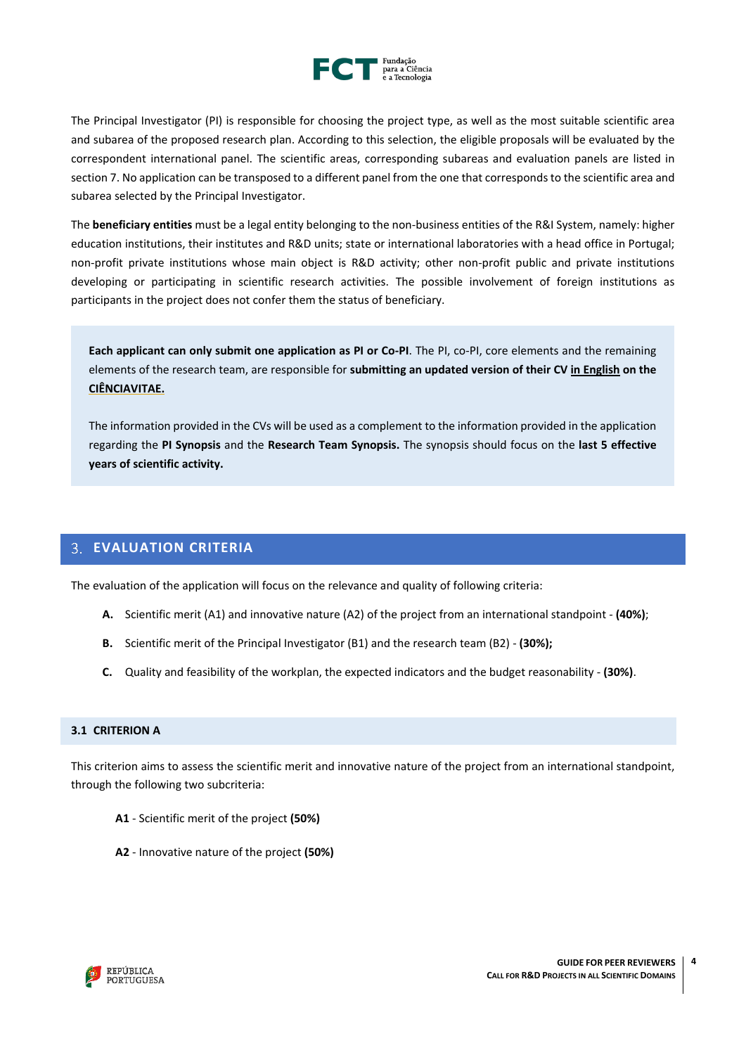The Principal Investigator (PI) is responsible for choosing the project type, as well as the most suitable scientific area and subarea of the proposed research plan. According to this selection, the eligible proposals will be evaluated by the correspondent international panel. The scientific areas, corresponding subareas and evaluation panels are listed in section 7. No application can be transposed to a different panel from the one that corresponds to the scientific area and subarea selected by the Principal Investigator.

The **beneficiary entities** must be a legal entity belonging to the non-business entities of the R&I System, namely: higher education institutions, their institutes and R&D units; state or international laboratories with a head office in Portugal; non-profit private institutions whose main object is R&D activity; other non-profit public and private institutions developing or participating in scientific research activities. The possible involvement of foreign institutions as participants in the project does not confer them the status of beneficiary.

**Each applicant can only submit one application as PI or Co-PI**. The PI, co-PI, core elements and the remaining elements of the research team, are responsible for **submitting an updated version of their CV in English on the CIÊNCIAVITAE.**

The information provided in the CVs will be used as a complement to the information provided in the application regarding the **PI Synopsis** and the **Research Team Synopsis.** The synopsis should focus on the **last 5 effective years of scientific activity.**

## 3. EVALUATION CRITERIA

The evaluation of the application will focus on the relevance and quality of following criteria:

- **A.** Scientific merit (A1) and innovative nature (A2) of the project from an international standpoint - **(40%)**;
- **B.** Scientific merit of the Principal Investigator (B1) and the research team (B2) - **(30%);**
- **C.** Quality and feasibility of the workplan, the expected indicators and the budget reasonability - **(30%)**.

### 3.1 CRITERION A

This criterion aims to assess the scientific merit and innovative nature of the project from an international standpoint, through the following two subcriteria:

**A1** - Scientific merit of the project **(50%)**

**A2** - Innovative nature of the project **(50%)**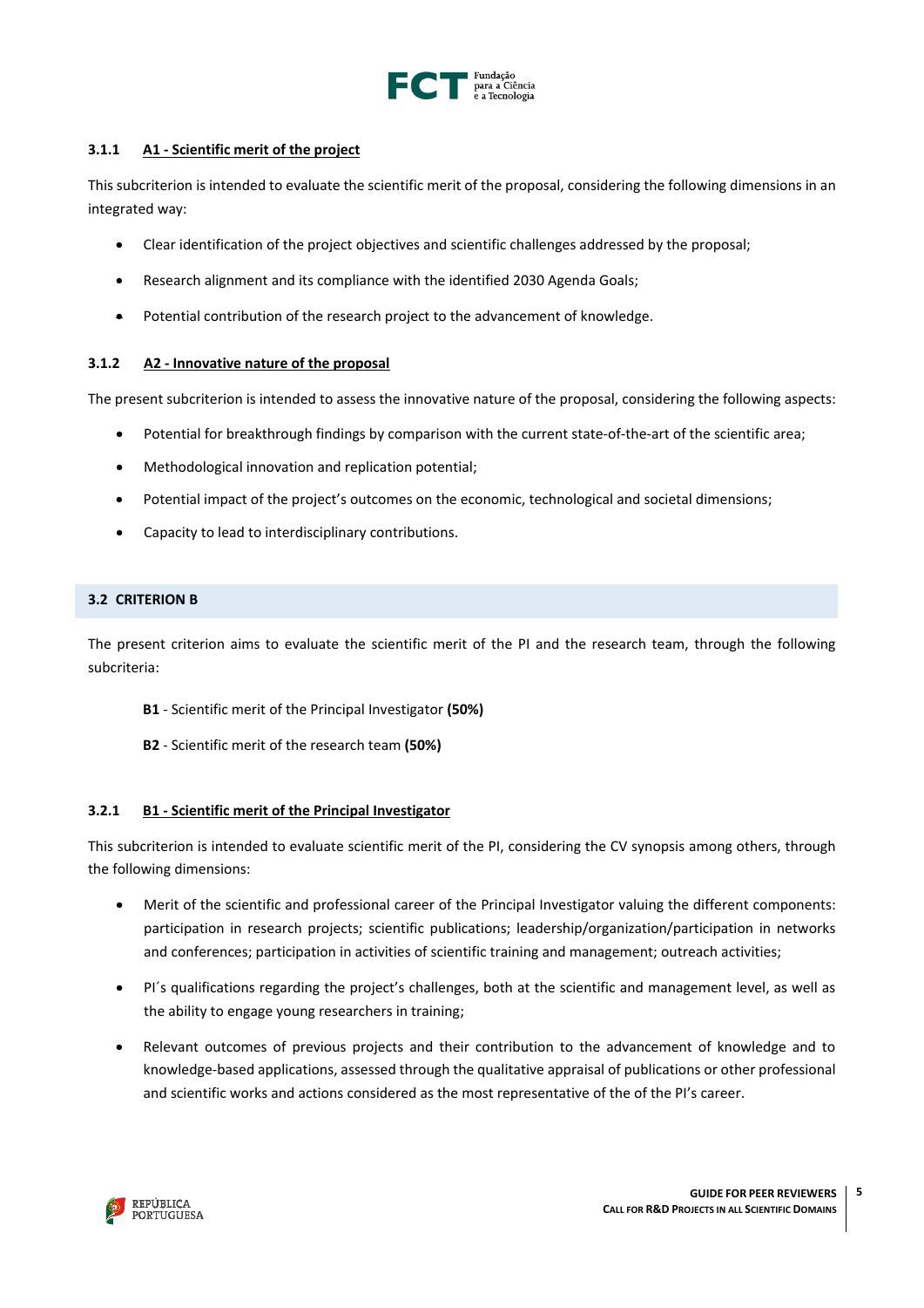#### 3.1.1 A1 - Scientific merit of the project

This subcriterion is intended to evaluate the scientific merit of the proposal, considering the following dimensions in an integrated way:

- Clear identification of the project objectives and scientific challenges addressed by the proposal;
- Research alignment and its compliance with the identified 2030 Agenda Goals;
- Potential contribution of the research project to the advancement of knowledge.

#### 3.1.2 A2 - Innovative nature of the proposal

The present subcriterion is intended to assess the innovative nature of the proposal, considering the following aspects:

- Potential for breakthrough findings by comparison with the current state-of-the-art of the scientific area;
- Methodological innovation and replication potential;
- Potential impact of the project's outcomes on the economic, technological and societal dimensions;
- Capacity to lead to interdisciplinary contributions.

### 3.2 CRITERION B

The present criterion aims to evaluate the scientific merit of the PI and the research team, through the following subcriteria:

**B1** - Scientific merit of the Principal Investigator **(50%)**

**B2** - Scientific merit of the research team **(50%)**

#### 3.2.1 B1 - Scientific merit of the Principal Investigator

This subcriterion is intended to evaluate scientific merit of the PI, considering the CV synopsis among others, through the following dimensions:

- Merit of the scientific and professional career of the Principal Investigator valuing the different components: participation in research projects; scientific publications; leadership/organization/participation in networks and conferences; participation in activities of scientific training and management; outreach activities;
- PI´s qualifications regarding the project's challenges, both at the scientific and management level, as well as the ability to engage young researchers in training;
- Relevant outcomes of previous projects and their contribution to the advancement of knowledge and to knowledge-based applications, assessed through the qualitative appraisal of publications or other professional and scientific works and actions considered as the most representative of the of the PI's career.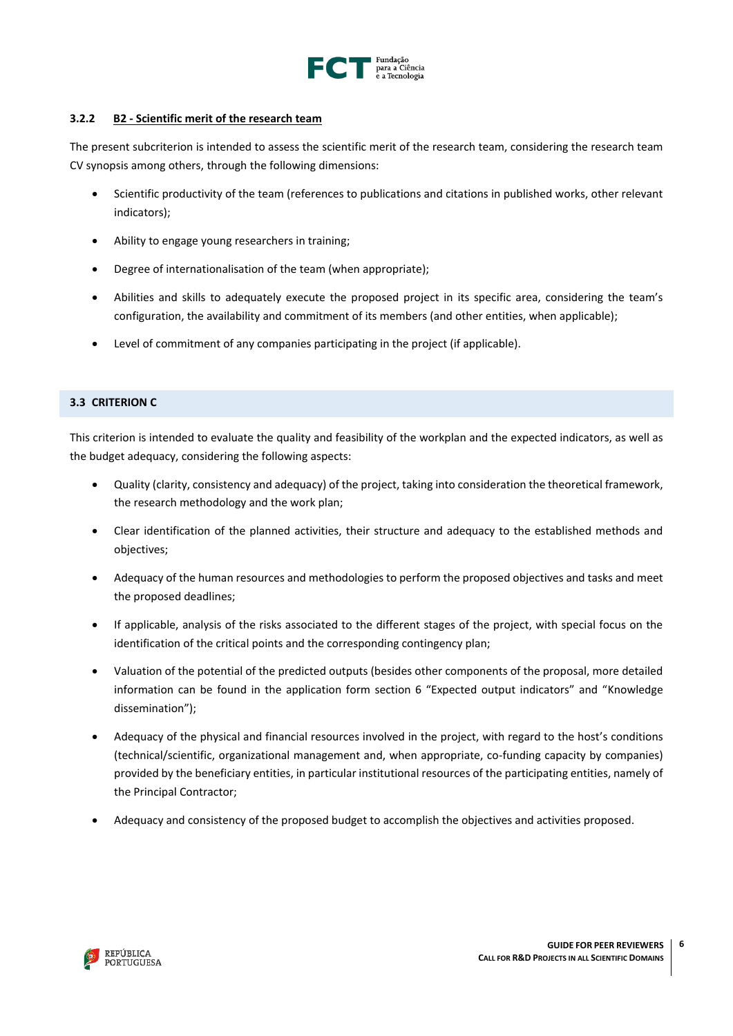#### 3.2.2 B2 - Scientific merit of the research team

The present subcriterion is intended to assess the scientific merit of the research team, considering the research team CV synopsis among others, through the following dimensions:

- Scientific productivity of the team (references to publications and citations in published works, other relevant indicators);
- Ability to engage young researchers in training;
- Degree of internationalisation of the team (when appropriate);
- Abilities and skills to adequately execute the proposed project in its specific area, considering the team's configuration, the availability and commitment of its members (and other entities, when applicable);
- Level of commitment of any companies participating in the project (if applicable).

### 3.3 CRITERION C

This criterion is intended to evaluate the quality and feasibility of the workplan and the expected indicators, as well as the budget adequacy, considering the following aspects:

- Quality (clarity, consistency and adequacy) of the project, taking into consideration the theoretical framework, the research methodology and the work plan;
- Clear identification of the planned activities, their structure and adequacy to the established methods and objectives;
- Adequacy of the human resources and methodologies to perform the proposed objectives and tasks and meet the proposed deadlines;
- If applicable, analysis of the risks associated to the different stages of the project, with special focus on the identification of the critical points and the corresponding contingency plan;
- Valuation of the potential of the predicted outputs (besides other components of the proposal, more detailed information can be found in the application form section 6 "Expected output indicators" and "Knowledge dissemination");
- Adequacy of the physical and financial resources involved in the project, with regard to the host's conditions (technical/scientific, organizational management and, when appropriate, co-funding capacity by companies) provided by the beneficiary entities, in particular institutional resources of the participating entities, namely of the Principal Contractor;
- Adequacy and consistency of the proposed budget to accomplish the objectives and activities proposed.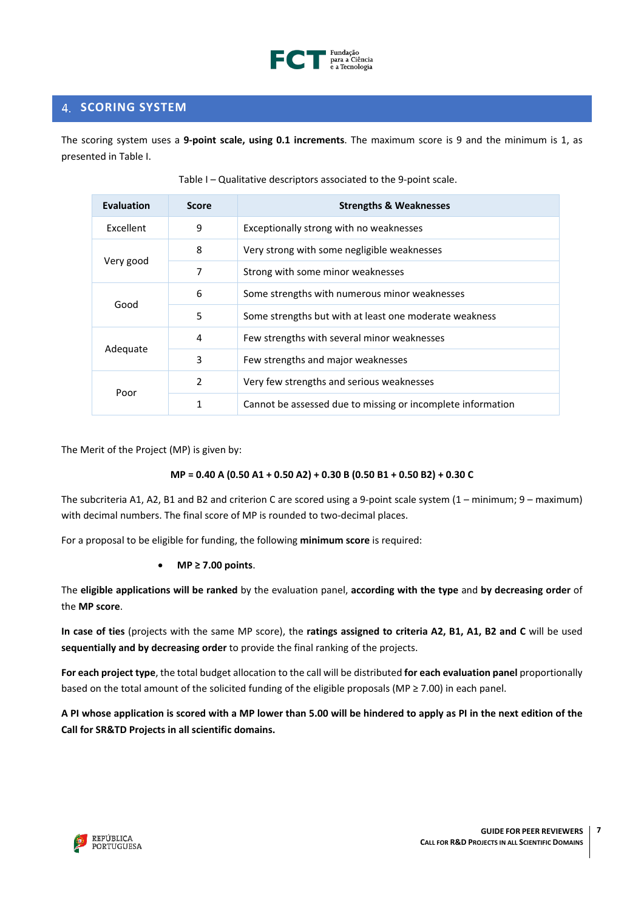## 4. SCORING SYSTEM

The scoring system uses a **9-point scale, using 0.1 increments**. The maximum score is 9 and the minimum is 1, as presented in Table I.

Table I – Qualitative descriptors associated to the 9-point scale.

| Evaluation | Score | Strengths & Weaknesses |
|---|---|---|
| Excellent | 9 | Exceptionally strong with no weaknesses |
| Very good | 8 | Very strong with some negligible weaknesses |
| | 7 | Strong with some minor weaknesses |
| Good | 6 | Some strengths with numerous minor weaknesses |
| | 5 | Some strengths but with at least one moderate weakness |
| Adequate | 4 | Few strengths with several minor weaknesses |
| | 3 | Few strengths and major weaknesses |
| Poor | 2 | Very few strengths and serious weaknesses |
| | 1 | Cannot be assessed due to missing or incomplete information |

The Merit of the Project (MP) is given by:

$$\mathbf{MP = 0.40\ A\ (0.50\ A1 + 0.50\ A2) + 0.30\ B\ (0.50\ B1 + 0.50\ B2) + 0.30\ C}$$

The subcriteria A1, A2, B1 and B2 and criterion C are scored using a 9-point scale system (1 – minimum; 9 – maximum) with decimal numbers. The final score of MP is rounded to two-decimal places.

For a proposal to be eligible for funding, the following **minimum score** is required:

- **MP ≥ 7.00 points**.

The **eligible applications will be ranked** by the evaluation panel, **according with the type** and **by decreasing order** of the **MP score**.

**In case of ties** (projects with the same MP score), the **ratings assigned to criteria A2, B1, A1, B2 and C** will be used **sequentially and by decreasing order** to provide the final ranking of the projects.

**For each project type**, the total budget allocation to the call will be distributed **for each evaluation panel** proportionally based on the total amount of the solicited funding of the eligible proposals (MP ≥ 7.00) in each panel.

**A PI whose application is scored with a MP lower than 5.00 will be hindered to apply as PI in the next edition of the Call for SR&TD Projects in all scientific domains.**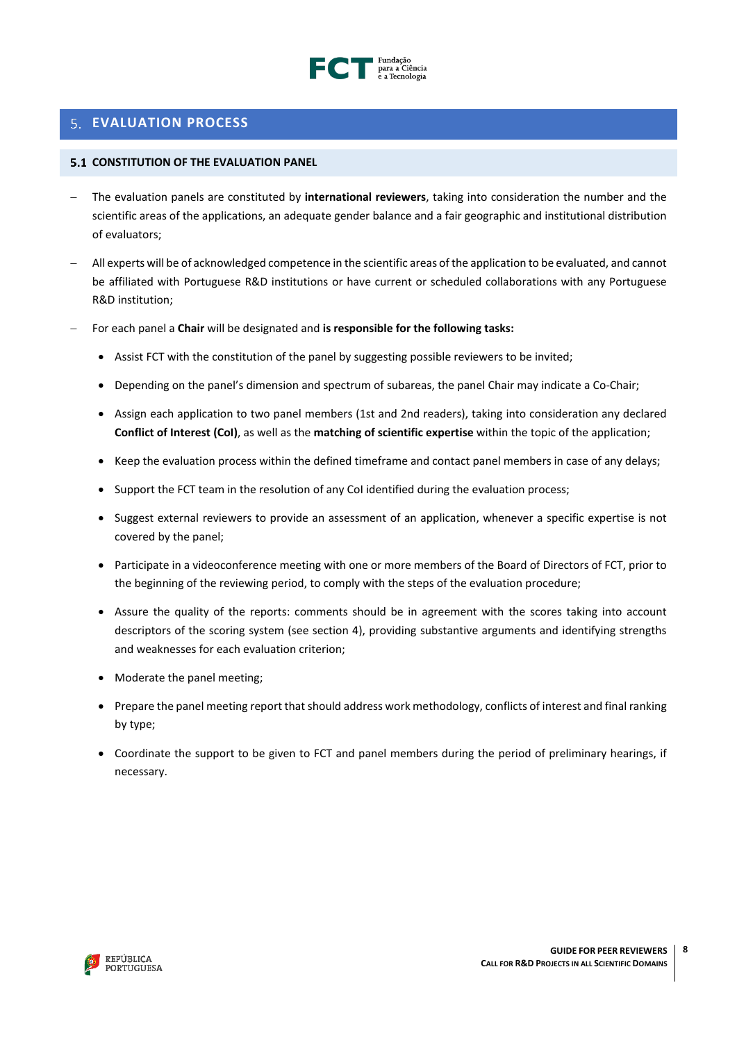# 5. EVALUATION PROCESS

## 5.1 CONSTITUTION OF THE EVALUATION PANEL

- The evaluation panels are constituted by **international reviewers**, taking into consideration the number and the scientific areas of the applications, an adequate gender balance and a fair geographic and institutional distribution of evaluators;
- All experts will be of acknowledged competence in the scientific areas of the application to be evaluated, and cannot be affiliated with Portuguese R&D institutions or have current or scheduled collaborations with any Portuguese R&D institution;
- For each panel a **Chair** will be designated and **is responsible for the following tasks:**
  - Assist FCT with the constitution of the panel by suggesting possible reviewers to be invited;
  - Depending on the panel's dimension and spectrum of subareas, the panel Chair may indicate a Co-Chair;
  - Assign each application to two panel members (1st and 2nd readers), taking into consideration any declared **Conflict of Interest (CoI)**, as well as the **matching of scientific expertise** within the topic of the application;
  - Keep the evaluation process within the defined timeframe and contact panel members in case of any delays;
  - Support the FCT team in the resolution of any CoI identified during the evaluation process;
  - Suggest external reviewers to provide an assessment of an application, whenever a specific expertise is not covered by the panel;
  - Participate in a videoconference meeting with one or more members of the Board of Directors of FCT, prior to the beginning of the reviewing period, to comply with the steps of the evaluation procedure;
  - Assure the quality of the reports: comments should be in agreement with the scores taking into account descriptors of the scoring system (see section 4), providing substantive arguments and identifying strengths and weaknesses for each evaluation criterion;
  - Moderate the panel meeting;
  - Prepare the panel meeting report that should address work methodology, conflicts of interest and final ranking by type;
  - Coordinate the support to be given to FCT and panel members during the period of preliminary hearings, if necessary.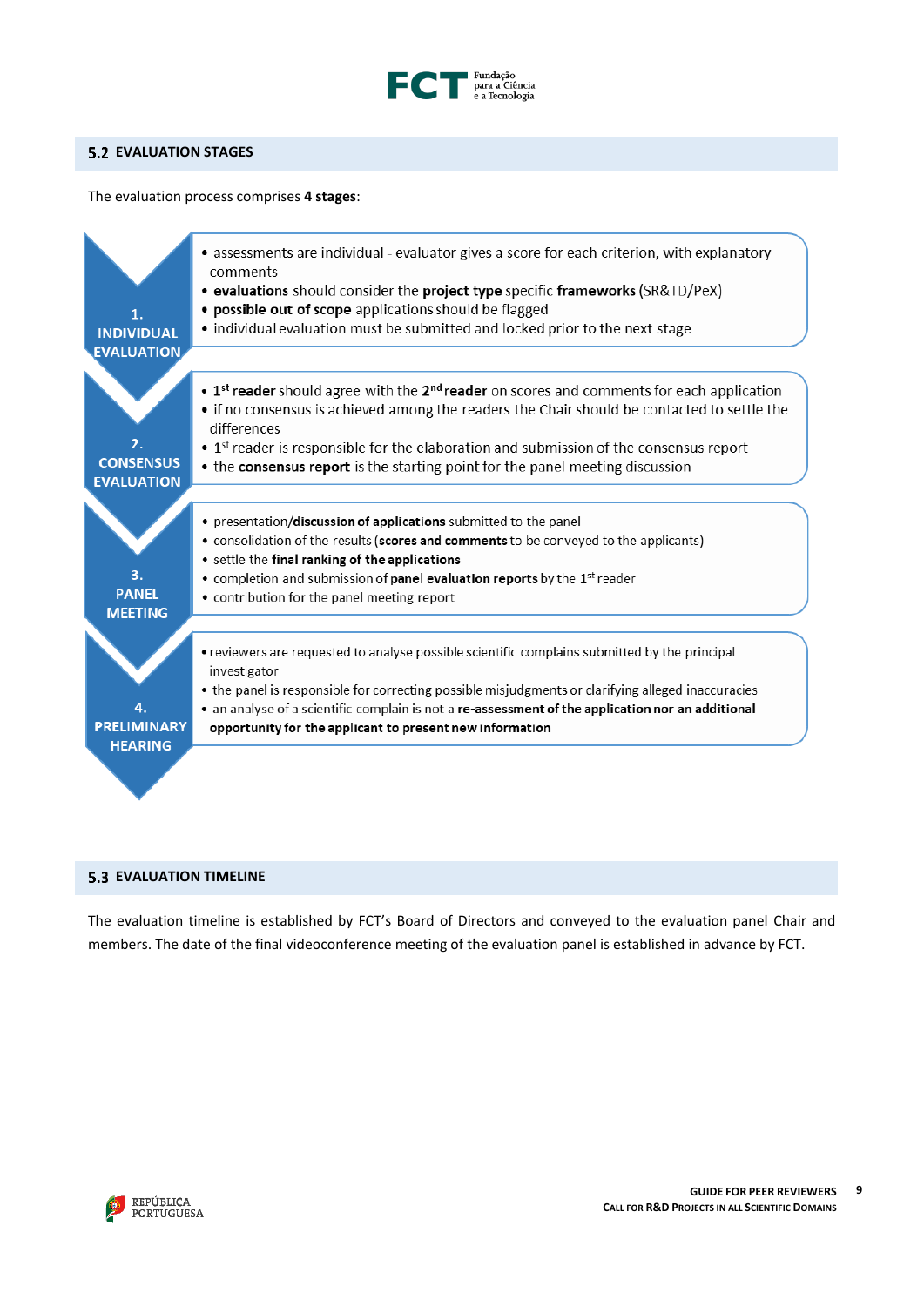## 5.2 EVALUATION STAGES

The evaluation process comprises **4 stages**:

**1. INDIVIDUAL EVALUATION**

- assessments are individual - evaluator gives a score for each criterion, with explanatory comments
- **evaluations** should consider the **project type** specific **frameworks** (SR&TD/PeX)
- **possible out of scope** applications should be flagged
- individual evaluation must be submitted and locked prior to the next stage

**2. CONSENSUS EVALUATION**

- 1st **reader** should agree with the 2nd **reader** on scores and comments for each application
- if no consensus is achieved among the readers the Chair should be contacted to settle the differences
- 1st reader is responsible for the elaboration and submission of the consensus report
- the **consensus report** is the starting point for the panel meeting discussion

**3. PANEL MEETING**

- presentation/**discussion of applications** submitted to the panel
- consolidation of the results (**scores and comments** to be conveyed to the applicants)
- settle the **final ranking of the applications**
- completion and submission of **panel evaluation reports** by the 1st reader
- contribution for the panel meeting report

**4. PRELIMINARY HEARING**

- reviewers are requested to analyse possible scientific complains submitted by the principal investigator
- the panel is responsible for correcting possible misjudgments or clarifying alleged inaccuracies
- an analyse of a scientific complain is not a **re-assessment of the application nor an additional opportunity for the applicant to present new information**

## 5.3 EVALUATION TIMELINE

The evaluation timeline is established by FCT's Board of Directors and conveyed to the evaluation panel Chair and members. The date of the final videoconference meeting of the evaluation panel is established in advance by FCT.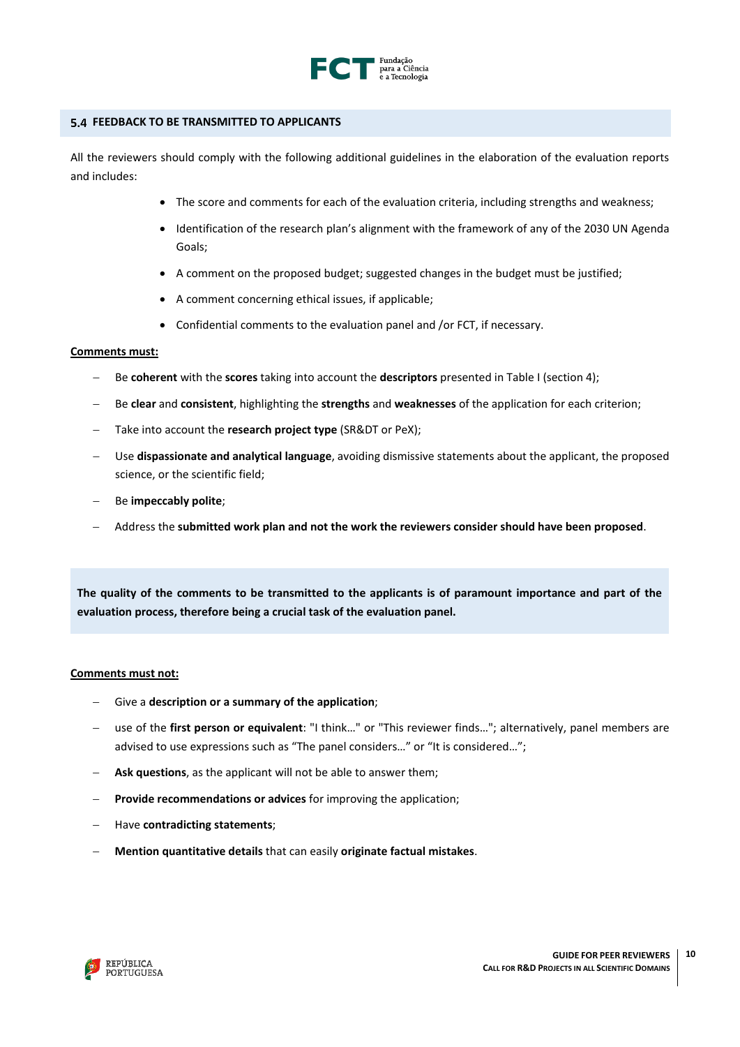## 5.4 FEEDBACK TO BE TRANSMITTED TO APPLICANTS

All the reviewers should comply with the following additional guidelines in the elaboration of the evaluation reports and includes:

- The score and comments for each of the evaluation criteria, including strengths and weakness;
- Identification of the research plan's alignment with the framework of any of the 2030 UN Agenda Goals;
- A comment on the proposed budget; suggested changes in the budget must be justified;
- A comment concerning ethical issues, if applicable;
- Confidential comments to the evaluation panel and /or FCT, if necessary.

**Comments must:**

- Be **coherent** with the **scores** taking into account the **descriptors** presented in Table I (section 4);
- Be **clear** and **consistent**, highlighting the **strengths** and **weaknesses** of the application for each criterion;
- Take into account the **research project type** (SR&DT or PeX);
- Use **dispassionate and analytical language**, avoiding dismissive statements about the applicant, the proposed science, or the scientific field;
- Be **impeccably polite**;
- Address the **submitted work plan and not the work the reviewers consider should have been proposed**.

**The quality of the comments to be transmitted to the applicants is of paramount importance and part of the evaluation process, therefore being a crucial task of the evaluation panel.**

**Comments must not:**

- Give a **description or a summary of the application**;
- use of the **first person or equivalent**: "I think…" or "This reviewer finds…"; alternatively, panel members are advised to use expressions such as "The panel considers…" or "It is considered…";
- **Ask questions**, as the applicant will not be able to answer them;
- **Provide recommendations or advices** for improving the application;
- Have **contradicting statements**;
- **Mention quantitative details** that can easily **originate factual mistakes**.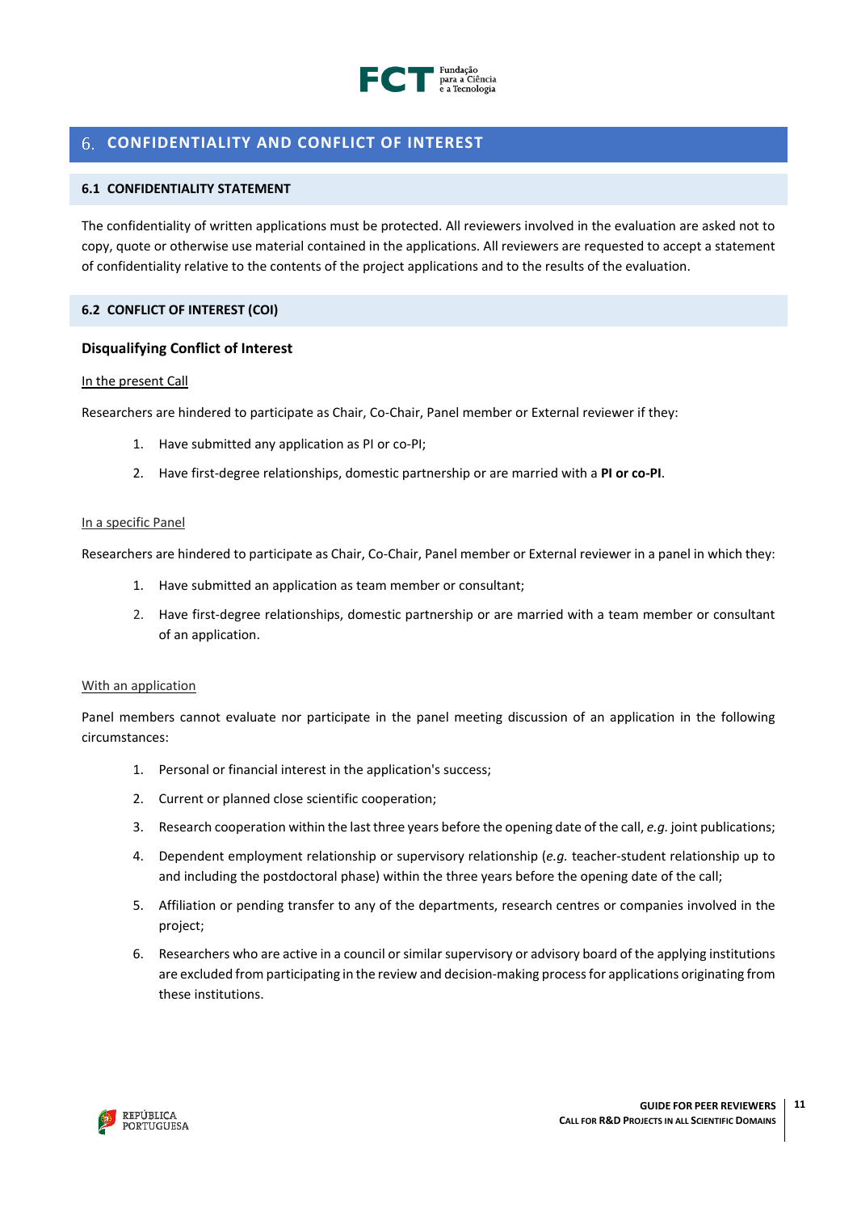## 6. CONFIDENTIALITY AND CONFLICT OF INTEREST

### 6.1 CONFIDENTIALITY STATEMENT

The confidentiality of written applications must be protected. All reviewers involved in the evaluation are asked not to copy, quote or otherwise use material contained in the applications. All reviewers are requested to accept a statement of confidentiality relative to the contents of the project applications and to the results of the evaluation.

### 6.2 CONFLICT OF INTEREST (COI)

#### Disqualifying Conflict of Interest

In the present Call

Researchers are hindered to participate as Chair, Co-Chair, Panel member or External reviewer if they:

1. Have submitted any application as PI or co-PI;
2. Have first-degree relationships, domestic partnership or are married with a **PI or co-PI**.

In a specific Panel

Researchers are hindered to participate as Chair, Co-Chair, Panel member or External reviewer in a panel in which they:

1. Have submitted an application as team member or consultant;
2. Have first-degree relationships, domestic partnership or are married with a team member or consultant of an application.

With an application

Panel members cannot evaluate nor participate in the panel meeting discussion of an application in the following circumstances:

1. Personal or financial interest in the application's success;
2. Current or planned close scientific cooperation;
3. Research cooperation within the last three years before the opening date of the call, *e.g.* joint publications;
4. Dependent employment relationship or supervisory relationship (*e.g.* teacher-student relationship up to and including the postdoctoral phase) within the three years before the opening date of the call;
5. Affiliation or pending transfer to any of the departments, research centres or companies involved in the project;
6. Researchers who are active in a council or similar supervisory or advisory board of the applying institutions are excluded from participating in the review and decision-making process for applications originating from these institutions.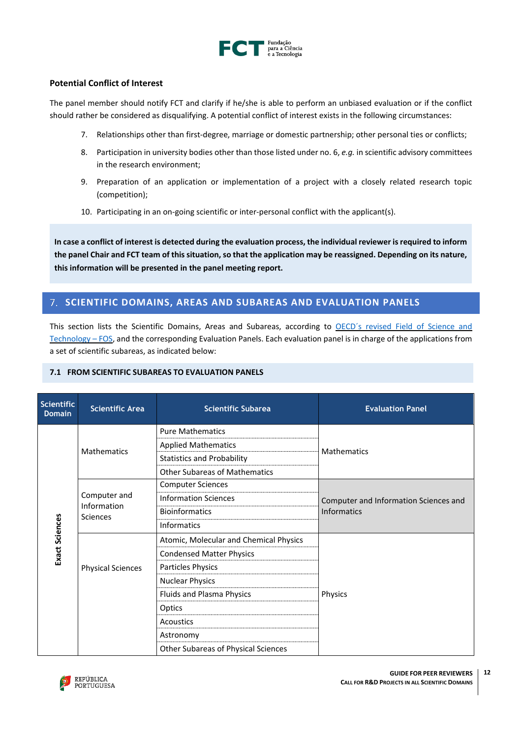**Potential Conflict of Interest**

The panel member should notify FCT and clarify if he/she is able to perform an unbiased evaluation or if the conflict should rather be considered as disqualifying. A potential conflict of interest exists in the following circumstances:

7. Relationships other than first-degree, marriage or domestic partnership; other personal ties or conflicts;
8. Participation in university bodies other than those listed under no. 6, *e.g.* in scientific advisory committees in the research environment;
9. Preparation of an application or implementation of a project with a closely related research topic (competition);
10. Participating in an on-going scientific or inter-personal conflict with the applicant(s).

**In case a conflict of interest is detected during the evaluation process, the individual reviewer is required to inform the panel Chair and FCT team of this situation, so that the application may be reassigned. Depending on its nature, this information will be presented in the panel meeting report.**

## 7. SCIENTIFIC DOMAINS, AREAS AND SUBAREAS AND EVALUATION PANELS

This section lists the Scientific Domains, Areas and Subareas, according to [OECD´s revised Field of Science and Technology – FOS](), and the corresponding Evaluation Panels. Each evaluation panel is in charge of the applications from a set of scientific subareas, as indicated below:

### 7.1 FROM SCIENTIFIC SUBAREAS TO EVALUATION PANELS

| Scientific Domain | Scientific Area | Scientific Subarea | Evaluation Panel |
|---|---|---|---|
| Exact Sciences | Mathematics | Pure Mathematics | Mathematics |
| | | Applied Mathematics | |
| | | Statistics and Probability | |
| | | Other Subareas of Mathematics | |
| | Computer and Information Sciences | Computer Sciences | Computer and Information Sciences and Informatics |
| | | Information Sciences | |
| | | Bioinformatics | |
| | | Informatics | |
| | Physical Sciences | Atomic, Molecular and Chemical Physics | Physics |
| | | Condensed Matter Physics | |
| | | Particles Physics | |
| | | Nuclear Physics | |
| | | Fluids and Plasma Physics | |
| | | Optics | |
| | | Acoustics | |
| | | Astronomy | |
| | | Other Subareas of Physical Sciences | |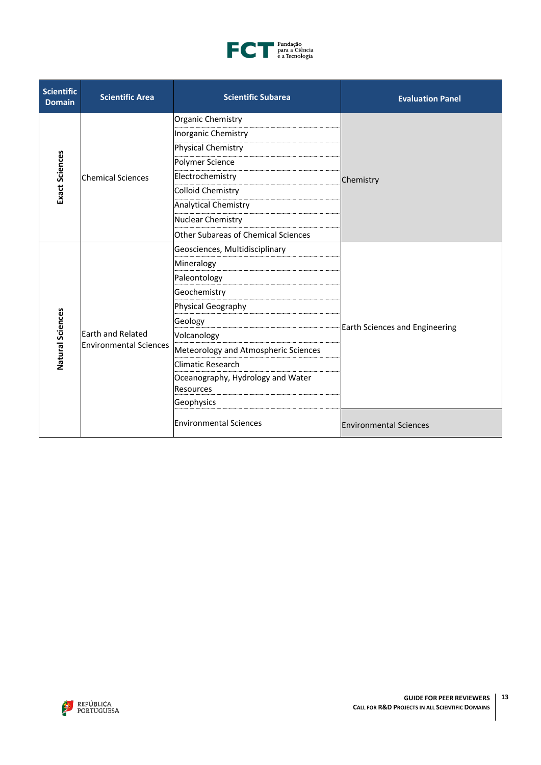| Scientific Domain | Scientific Area | Scientific Subarea | Evaluation Panel |
| --- | --- | --- | --- |
| Exact Sciences | Chemical Sciences | Organic Chemistry | Chemistry |
| | | Inorganic Chemistry | |
| | | Physical Chemistry | |
| | | Polymer Science | |
| | | Electrochemistry | |
| | | Colloid Chemistry | |
| | | Analytical Chemistry | |
| | | Nuclear Chemistry | |
| | | Other Subareas of Chemical Sciences | |
| Natural Sciences | Earth and Related Environmental Sciences | Geosciences, Multidisciplinary | Earth Sciences and Engineering |
| | | Mineralogy | |
| | | Paleontology | |
| | | Geochemistry | |
| | | Physical Geography | |
| | | Geology | |
| | | Volcanology | |
| | | Meteorology and Atmospheric Sciences | |
| | | Climatic Research | |
| | | Oceanography, Hydrology and Water Resources | |
| | | Geophysics | |
| | | Environmental Sciences | Environmental Sciences |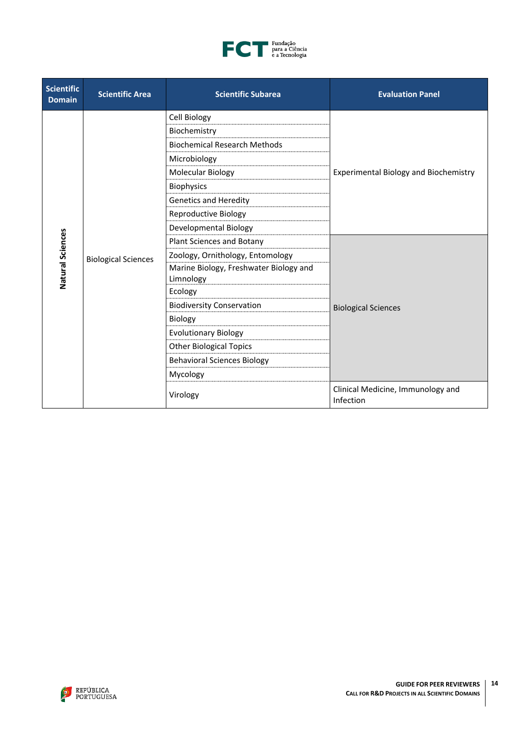| Scientific Domain | Scientific Area | Scientific Subarea | Evaluation Panel |
|---|---|---|---|
| Natural Sciences | Biological Sciences | Cell Biology | Experimental Biology and Biochemistry |
| | | Biochemistry | |
| | | Biochemical Research Methods | |
| | | Microbiology | |
| | | Molecular Biology | |
| | | Biophysics | |
| | | Genetics and Heredity | |
| | | Reproductive Biology | |
| | | Developmental Biology | |
| | | Plant Sciences and Botany | Biological Sciences |
| | | Zoology, Ornithology, Entomology | |
| | | Marine Biology, Freshwater Biology and Limnology | |
| | | Ecology | |
| | | Biodiversity Conservation | |
| | | Biology | |
| | | Evolutionary Biology | |
| | | Other Biological Topics | |
| | | Behavioral Sciences Biology | |
| | | Mycology | |
| | | Virology | Clinical Medicine, Immunology and Infection |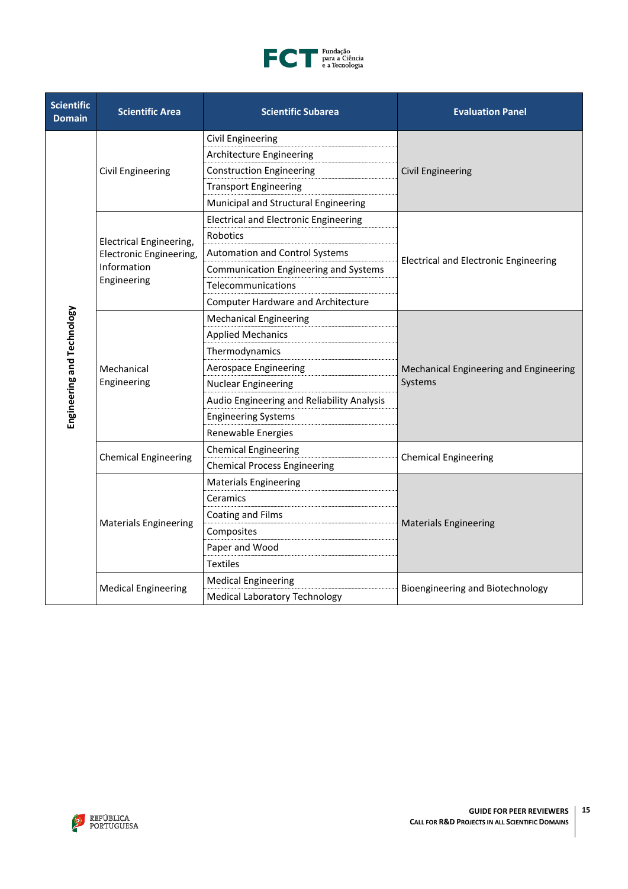| Scientific Domain | Scientific Area | Scientific Subarea | Evaluation Panel |
|---|---|---|---|
| Engineering and Technology | Civil Engineering | Civil Engineering | Civil Engineering |
| | | Architecture Engineering | |
| | | Construction Engineering | |
| | | Transport Engineering | |
| | | Municipal and Structural Engineering | |
| | Electrical Engineering, Electronic Engineering, Information Engineering | Electrical and Electronic Engineering | Electrical and Electronic Engineering |
| | | Robotics | |
| | | Automation and Control Systems | |
| | | Communication Engineering and Systems | |
| | | Telecommunications | |
| | | Computer Hardware and Architecture | |
| | Mechanical Engineering | Mechanical Engineering | Mechanical Engineering and Engineering Systems |
| | | Applied Mechanics | |
| | | Thermodynamics | |
| | | Aerospace Engineering | |
| | | Nuclear Engineering | |
| | | Audio Engineering and Reliability Analysis | |
| | | Engineering Systems | |
| | | Renewable Energies | |
| | Chemical Engineering | Chemical Engineering | Chemical Engineering |
| | | Chemical Process Engineering | |
| | Materials Engineering | Materials Engineering | Materials Engineering |
| | | Ceramics | |
| | | Coating and Films | |
| | | Composites | |
| | | Paper and Wood | |
| | | Textiles | |
| | Medical Engineering | Medical Engineering | Bioengineering and Biotechnology |
| | | Medical Laboratory Technology | |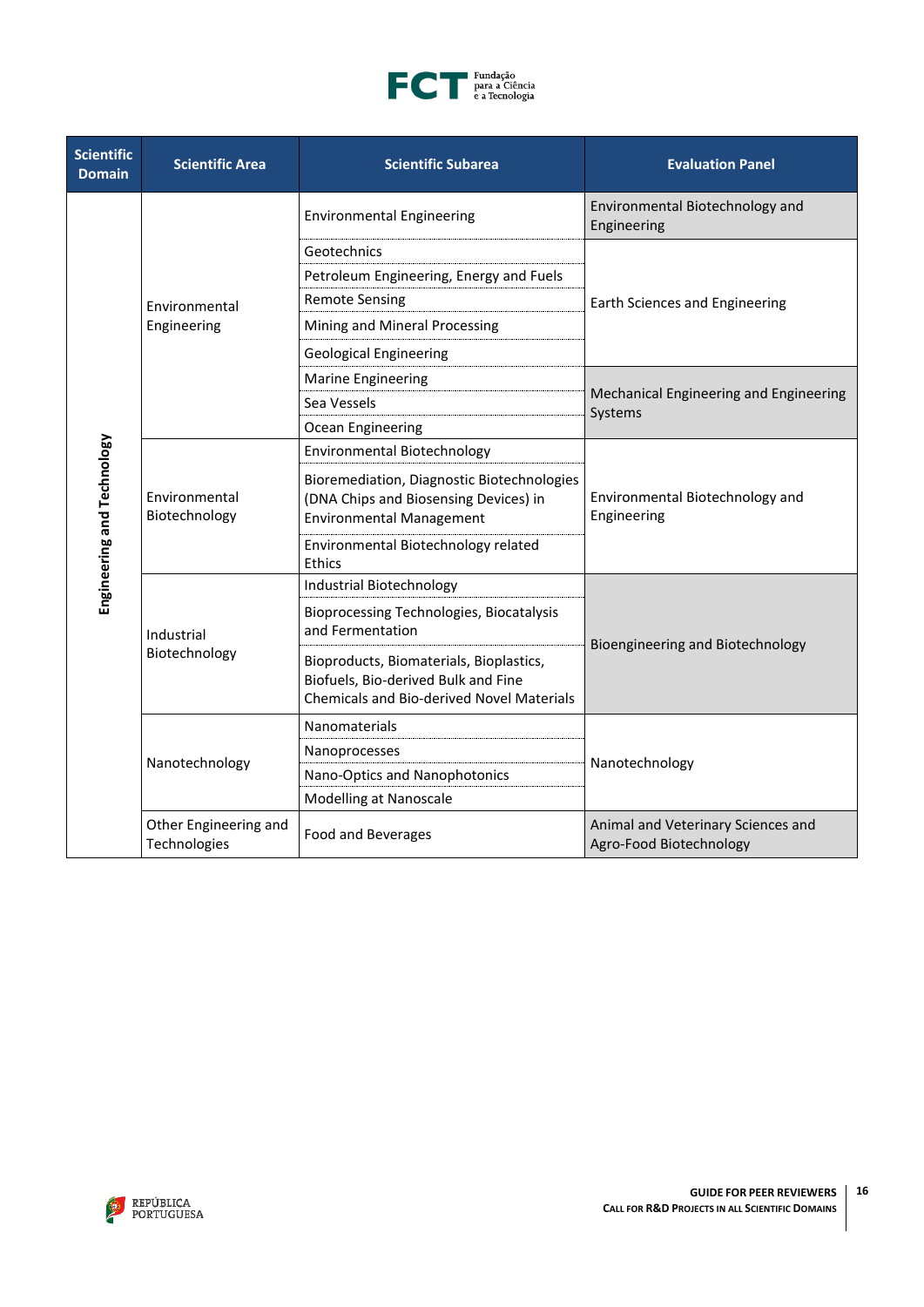| Scientific Domain | Scientific Area | Scientific Subarea | Evaluation Panel |
|---|---|---|---|
| Engineering and Technology | Environmental Engineering | Environmental Engineering | Environmental Biotechnology and Engineering |
| | | Geotechnics | Earth Sciences and Engineering |
| | | Petroleum Engineering, Energy and Fuels | |
| | | Remote Sensing | |
| | | Mining and Mineral Processing | |
| | | Geological Engineering | |
| | | Marine Engineering | Mechanical Engineering and Engineering Systems |
| | | Sea Vessels | |
| | | Ocean Engineering | |
| | Environmental Biotechnology | Environmental Biotechnology | Environmental Biotechnology and Engineering |
| | | Bioremediation, Diagnostic Biotechnologies (DNA Chips and Biosensing Devices) in Environmental Management | |
| | | Environmental Biotechnology related Ethics | |
| | Industrial Biotechnology | Industrial Biotechnology | Bioengineering and Biotechnology |
| | | Bioprocessing Technologies, Biocatalysis and Fermentation | |
| | | Bioproducts, Biomaterials, Bioplastics, Biofuels, Bio-derived Bulk and Fine Chemicals and Bio-derived Novel Materials | |
| | Nanotechnology | Nanomaterials | Nanotechnology |
| | | Nanoprocesses | |
| | | Nano-Optics and Nanophotonics | |
| | | Modelling at Nanoscale | |
| | Other Engineering and Technologies | Food and Beverages | Animal and Veterinary Sciences and Agro-Food Biotechnology |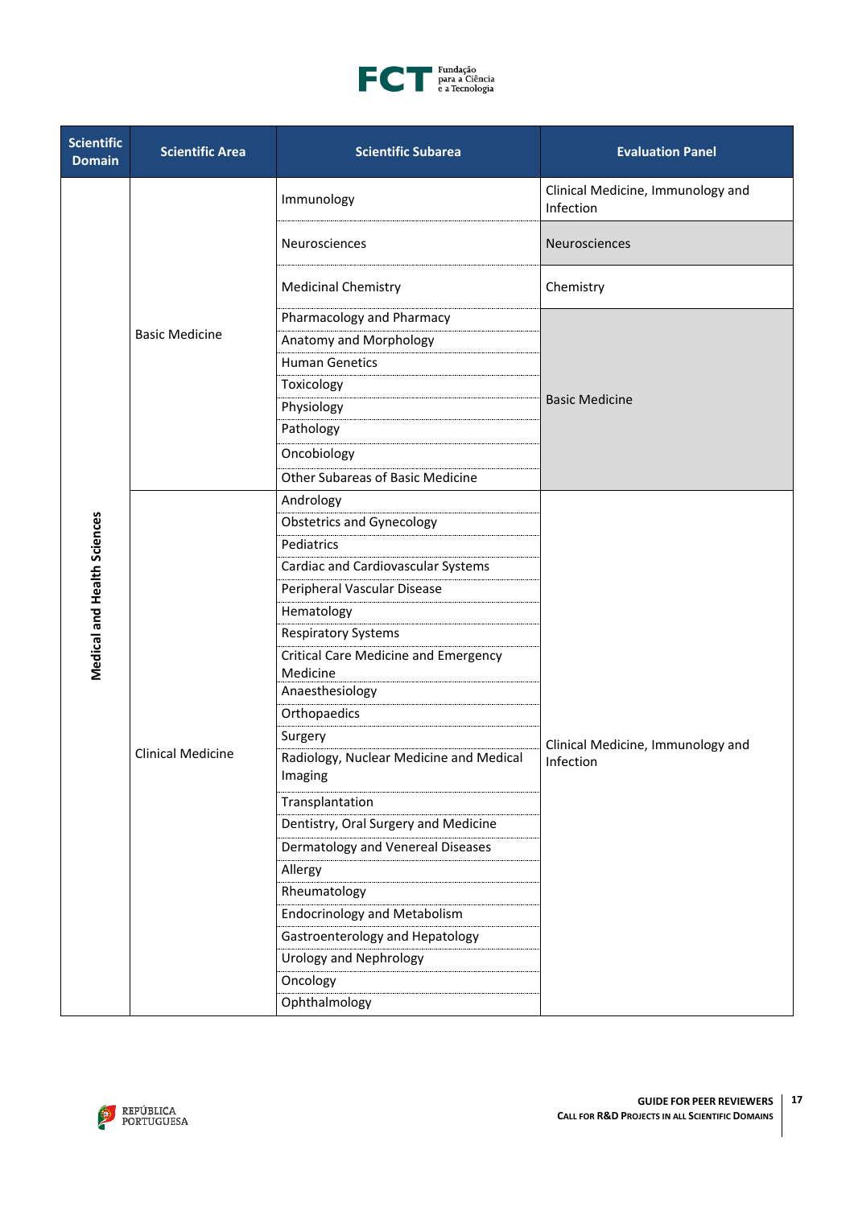| Scientific Domain | Scientific Area | Scientific Subarea | Evaluation Panel |
|---|---|---|---|
| Medical and Health Sciences | Basic Medicine | Immunology | Clinical Medicine, Immunology and Infection |
| | | Neurosciences | Neurosciences |
| | | Medicinal Chemistry | Chemistry |
| | | Pharmacology and Pharmacy | Basic Medicine |
| | | Anatomy and Morphology | |
| | | Human Genetics | |
| | | Toxicology | |
| | | Physiology | |
| | | Pathology | |
| | | Oncobiology | |
| | | Other Subareas of Basic Medicine | |
| | Clinical Medicine | Andrology | Clinical Medicine, Immunology and Infection |
| | | Obstetrics and Gynecology | |
| | | Pediatrics | |
| | | Cardiac and Cardiovascular Systems | |
| | | Peripheral Vascular Disease | |
| | | Hematology | |
| | | Respiratory Systems | |
| | | Critical Care Medicine and Emergency Medicine | |
| | | Anaesthesiology | |
| | | Orthopaedics | |
| | | Surgery | |
| | | Radiology, Nuclear Medicine and Medical Imaging | |
| | | Transplantation | |
| | | Dentistry, Oral Surgery and Medicine | |
| | | Dermatology and Venereal Diseases | |
| | | Allergy | |
| | | Rheumatology | |
| | | Endocrinology and Metabolism | |
| | | Gastroenterology and Hepatology | |
| | | Urology and Nephrology | |
| | | Oncology | |
| | | Ophthalmology | |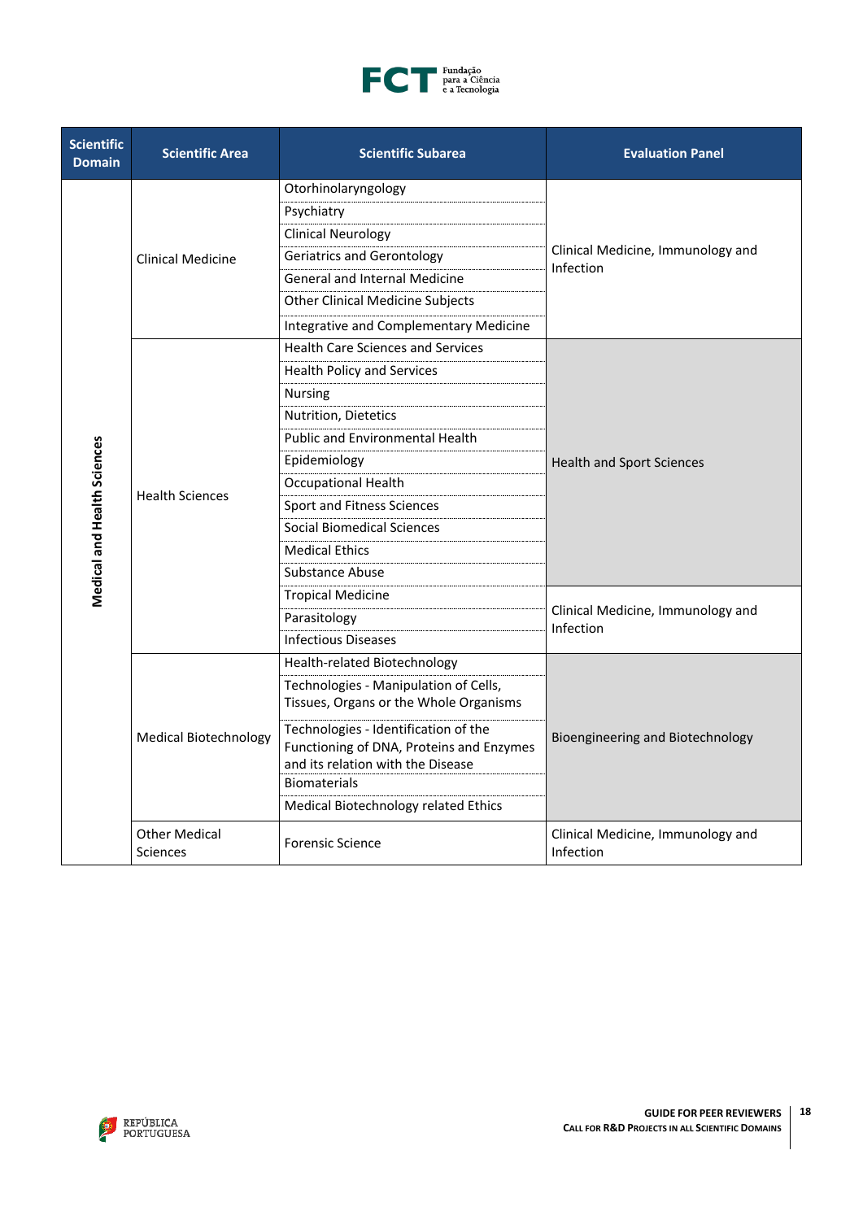| Scientific Domain | Scientific Area | Scientific Subarea | Evaluation Panel |
|---|---|---|---|
| Medical and Health Sciences | Clinical Medicine | Otorhinolaryngology | Clinical Medicine, Immunology and Infection |
| | | Psychiatry | |
| | | Clinical Neurology | |
| | | Geriatrics and Gerontology | |
| | | General and Internal Medicine | |
| | | Other Clinical Medicine Subjects | |
| | | Integrative and Complementary Medicine | |
| | Health Sciences | Health Care Sciences and Services | Health and Sport Sciences |
| | | Health Policy and Services | |
| | | Nursing | |
| | | Nutrition, Dietetics | |
| | | Public and Environmental Health | |
| | | Epidemiology | |
| | | Occupational Health | |
| | | Sport and Fitness Sciences | |
| | | Social Biomedical Sciences | |
| | | Medical Ethics | |
| | | Substance Abuse | |
| | | Tropical Medicine | Clinical Medicine, Immunology and Infection |
| | | Parasitology | |
| | | Infectious Diseases | |
| | Medical Biotechnology | Health-related Biotechnology | Bioengineering and Biotechnology |
| | | Technologies - Manipulation of Cells, Tissues, Organs or the Whole Organisms | |
| | | Technologies - Identification of the Functioning of DNA, Proteins and Enzymes and its relation with the Disease | |
| | | Biomaterials | |
| | | Medical Biotechnology related Ethics | |
| | Other Medical Sciences | Forensic Science | Clinical Medicine, Immunology and Infection |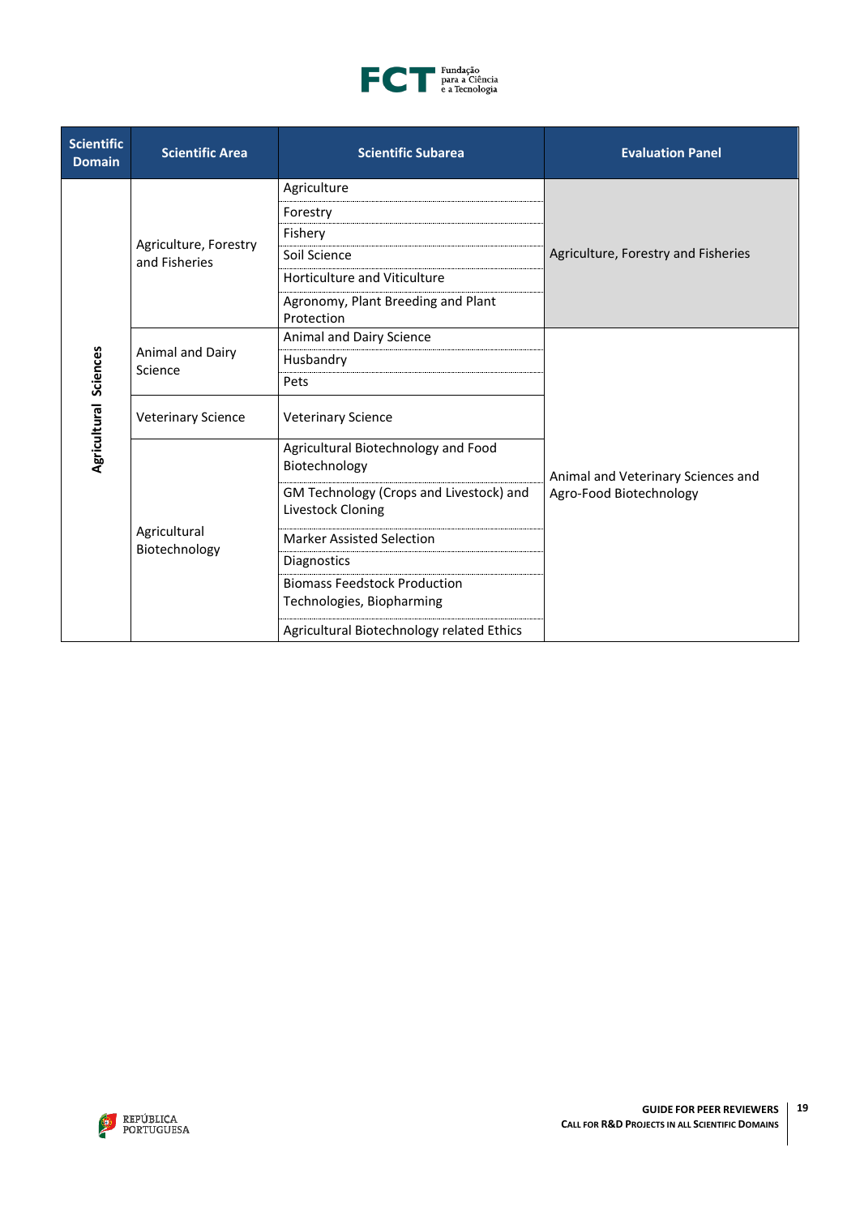| Scientific Domain | Scientific Area | Scientific Subarea | Evaluation Panel |
|---|---|---|---|
| Agricultural Sciences | Agriculture, Forestry and Fisheries | Agriculture | Agriculture, Forestry and Fisheries |
| | | Forestry | |
| | | Fishery | |
| | | Soil Science | |
| | | Horticulture and Viticulture | |
| | | Agronomy, Plant Breeding and Plant Protection | |
| | Animal and Dairy Science | Animal and Dairy Science | Animal and Veterinary Sciences and Agro-Food Biotechnology |
| | | Husbandry | |
| | | Pets | |
| | Veterinary Science | Veterinary Science | |
| | Agricultural Biotechnology | Agricultural Biotechnology and Food Biotechnology | |
| | | GM Technology (Crops and Livestock) and Livestock Cloning | |
| | | Marker Assisted Selection | |
| | | Diagnostics | |
| | | Biomass Feedstock Production Technologies, Biopharming | |
| | | Agricultural Biotechnology related Ethics | |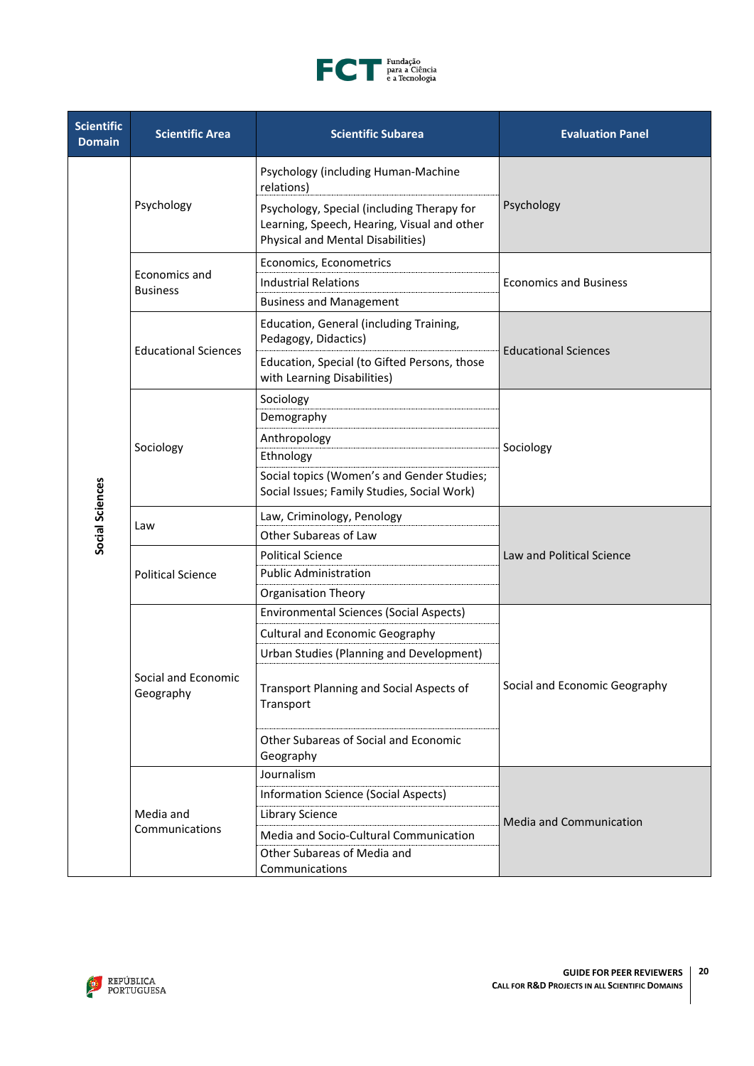| Scientific Domain | Scientific Area | Scientific Subarea | Evaluation Panel |
|---|---|---|---|
| Social Sciences | Psychology | Psychology (including Human-Machine relations) | Psychology |
| | | Psychology, Special (including Therapy for Learning, Speech, Hearing, Visual and other Physical and Mental Disabilities) | |
| | Economics and Business | Economics, Econometrics | Economics and Business |
| | | Industrial Relations | |
| | | Business and Management | |
| | Educational Sciences | Education, General (including Training, Pedagogy, Didactics) | Educational Sciences |
| | | Education, Special (to Gifted Persons, those with Learning Disabilities) | |
| | Sociology | Sociology | Sociology |
| | | Demography | |
| | | Anthropology | |
| | | Ethnology | |
| | | Social topics (Women's and Gender Studies; Social Issues; Family Studies, Social Work) | |
| | Law | Law, Criminology, Penology | Law and Political Science |
| | | Other Subareas of Law | |
| | Political Science | Political Science | |
| | | Public Administration | |
| | | Organisation Theory | |
| | Social and Economic Geography | Environmental Sciences (Social Aspects) | Social and Economic Geography |
| | | Cultural and Economic Geography | |
| | | Urban Studies (Planning and Development) | |
| | | Transport Planning and Social Aspects of Transport | |
| | | Other Subareas of Social and Economic Geography | |
| | Media and Communications | Journalism | Media and Communication |
| | | Information Science (Social Aspects) | |
| | | Library Science | |
| | | Media and Socio-Cultural Communication | |
| | | Other Subareas of Media and Communications | |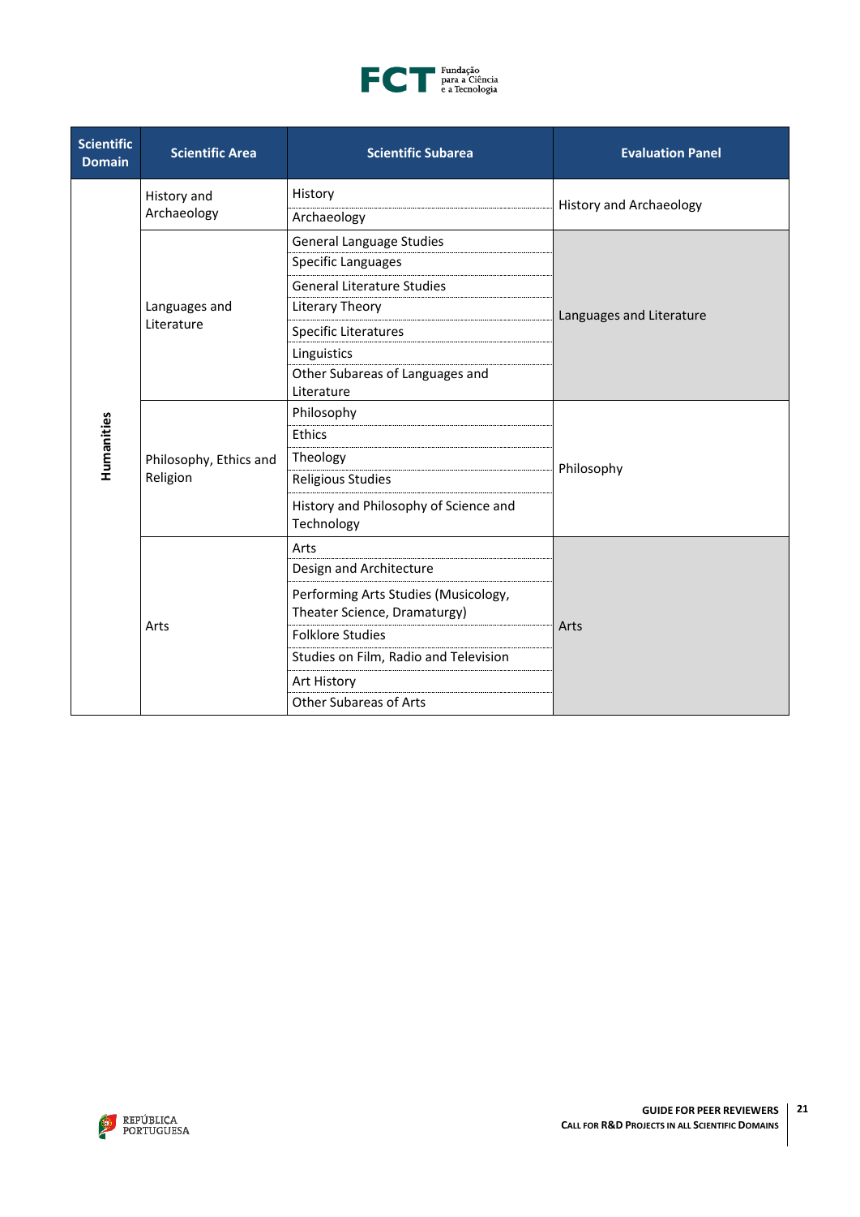| Scientific Domain | Scientific Area | Scientific Subarea | Evaluation Panel |
|---|---|---|---|
| Humanities | History and Archaeology | History | History and Archaeology |
| | | Archaeology | |
| | Languages and Literature | General Language Studies | Languages and Literature |
| | | Specific Languages | |
| | | General Literature Studies | |
| | | Literary Theory | |
| | | Specific Literatures | |
| | | Linguistics | |
| | | Other Subareas of Languages and Literature | |
| | Philosophy, Ethics and Religion | Philosophy | Philosophy |
| | | Ethics | |
| | | Theology | |
| | | Religious Studies | |
| | | History and Philosophy of Science and Technology | |
| | Arts | Arts | Arts |
| | | Design and Architecture | |
| | | Performing Arts Studies (Musicology, Theater Science, Dramaturgy) | |
| | | Folklore Studies | |
| | | Studies on Film, Radio and Television | |
| | | Art History | |
| | | Other Subareas of Arts | |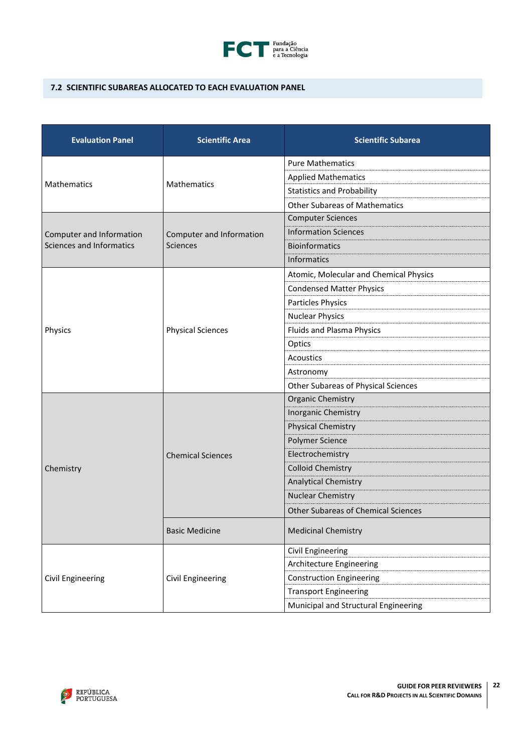## 7.2 SCIENTIFIC SUBAREAS ALLOCATED TO EACH EVALUATION PANEL

| Evaluation Panel | Scientific Area | Scientific Subarea |
|---|---|---|
| Mathematics | Mathematics | Pure Mathematics |
| | | Applied Mathematics |
| | | Statistics and Probability |
| | | Other Subareas of Mathematics |
| Computer and Information Sciences and Informatics | Computer and Information Sciences | Computer Sciences |
| | | Information Sciences |
| | | Bioinformatics |
| | | Informatics |
| Physics | Physical Sciences | Atomic, Molecular and Chemical Physics |
| | | Condensed Matter Physics |
| | | Particles Physics |
| | | Nuclear Physics |
| | | Fluids and Plasma Physics |
| | | Optics |
| | | Acoustics |
| | | Astronomy |
| | | Other Subareas of Physical Sciences |
| Chemistry | Chemical Sciences | Organic Chemistry |
| | | Inorganic Chemistry |
| | | Physical Chemistry |
| | | Polymer Science |
| | | Electrochemistry |
| | | Colloid Chemistry |
| | | Analytical Chemistry |
| | | Nuclear Chemistry |
| | | Other Subareas of Chemical Sciences |
| | Basic Medicine | Medicinal Chemistry |
| Civil Engineering | Civil Engineering | Civil Engineering |
| | | Architecture Engineering |
| | | Construction Engineering |
| | | Transport Engineering |
| | | Municipal and Structural Engineering |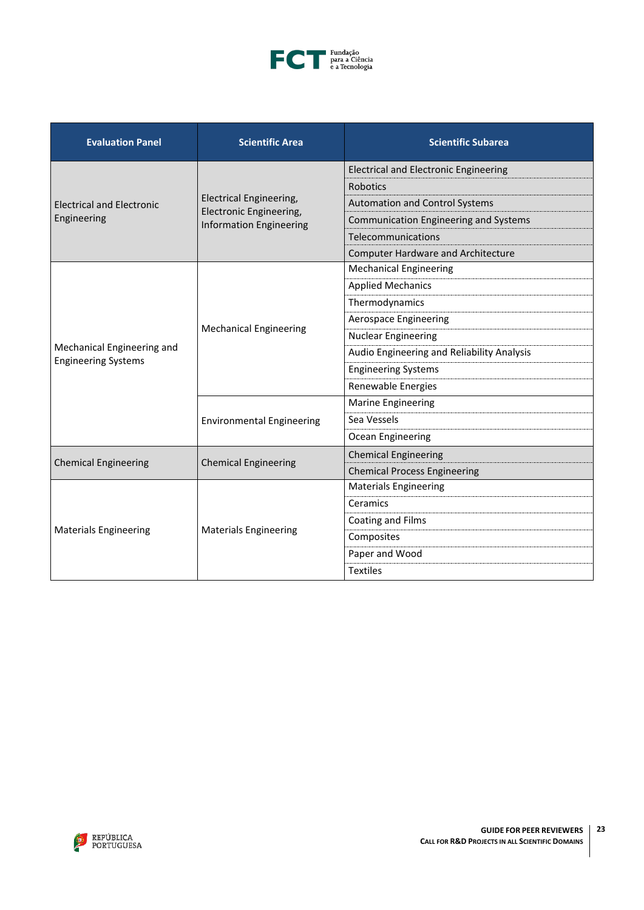| Evaluation Panel | Scientific Area | Scientific Subarea |
|---|---|---|
| Electrical and Electronic Engineering | Electrical Engineering, Electronic Engineering, Information Engineering | Electrical and Electronic Engineering |
| | | Robotics |
| | | Automation and Control Systems |
| | | Communication Engineering and Systems |
| | | Telecommunications |
| | | Computer Hardware and Architecture |
| Mechanical Engineering and Engineering Systems | Mechanical Engineering | Mechanical Engineering |
| | | Applied Mechanics |
| | | Thermodynamics |
| | | Aerospace Engineering |
| | | Nuclear Engineering |
| | | Audio Engineering and Reliability Analysis |
| | | Engineering Systems |
| | | Renewable Energies |
| | Environmental Engineering | Marine Engineering |
| | | Sea Vessels |
| | | Ocean Engineering |
| Chemical Engineering | Chemical Engineering | Chemical Engineering |
| | | Chemical Process Engineering |
| Materials Engineering | Materials Engineering | Materials Engineering |
| | | Ceramics |
| | | Coating and Films |
| | | Composites |
| | | Paper and Wood |
| | | Textiles |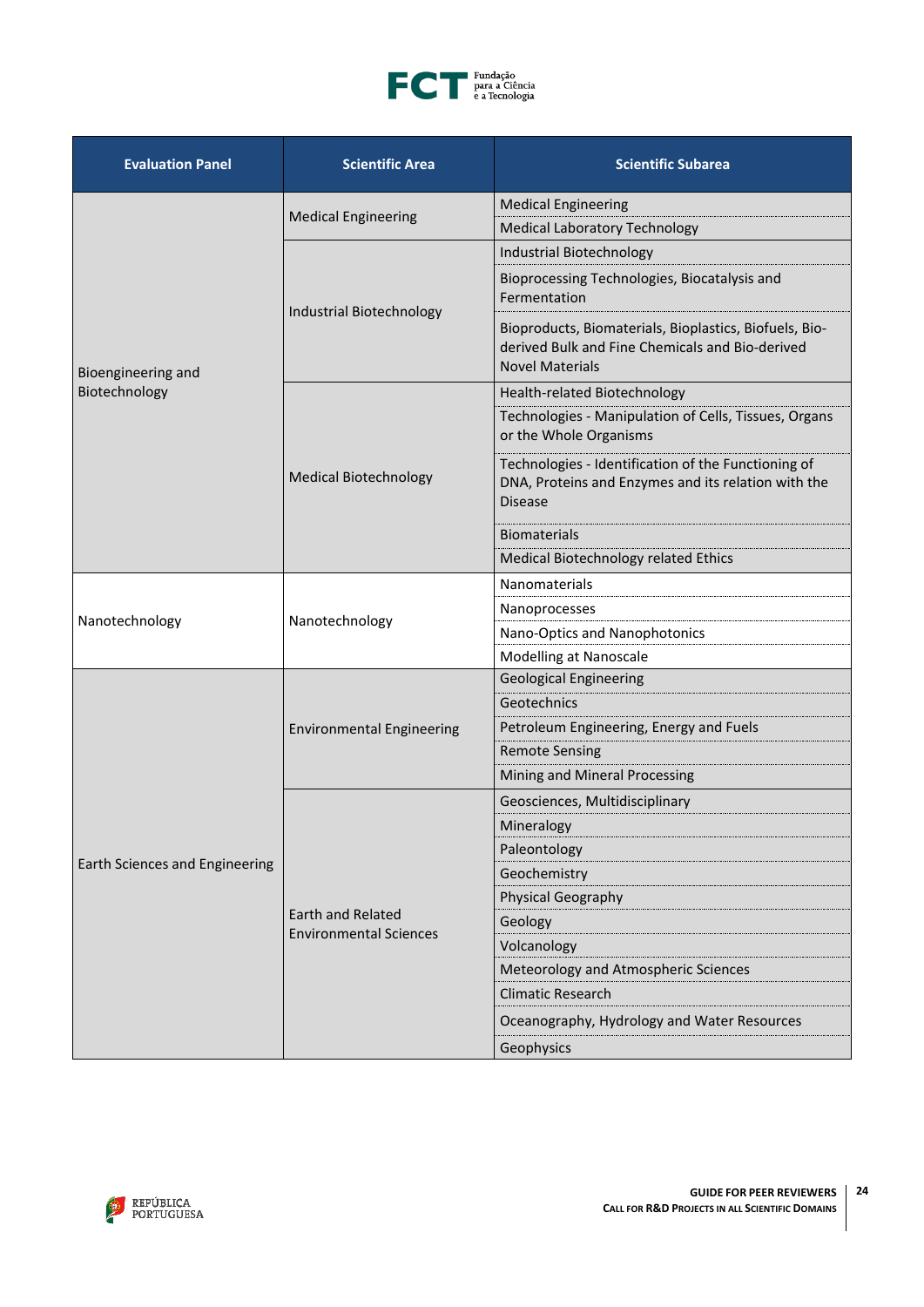| Evaluation Panel | Scientific Area | Scientific Subarea |
|---|---|---|
| Bioengineering and Biotechnology | Medical Engineering | Medical Engineering |
| | | Medical Laboratory Technology |
| | Industrial Biotechnology | Industrial Biotechnology |
| | | Bioprocessing Technologies, Biocatalysis and Fermentation |
| | | Bioproducts, Biomaterials, Bioplastics, Biofuels, Bio-derived Bulk and Fine Chemicals and Bio-derived Novel Materials |
| | Medical Biotechnology | Health-related Biotechnology |
| | | Technologies - Manipulation of Cells, Tissues, Organs or the Whole Organisms |
| | | Technologies - Identification of the Functioning of DNA, Proteins and Enzymes and its relation with the Disease |
| | | Biomaterials |
| | | Medical Biotechnology related Ethics |
| Nanotechnology | Nanotechnology | Nanomaterials |
| | | Nanoprocesses |
| | | Nano-Optics and Nanophotonics |
| | | Modelling at Nanoscale |
| Earth Sciences and Engineering | Environmental Engineering | Geological Engineering |
| | | Geotechnics |
| | | Petroleum Engineering, Energy and Fuels |
| | | Remote Sensing |
| | | Mining and Mineral Processing |
| | Earth and Related Environmental Sciences | Geosciences, Multidisciplinary |
| | | Mineralogy |
| | | Paleontology |
| | | Geochemistry |
| | | Physical Geography |
| | | Geology |
| | | Volcanology |
| | | Meteorology and Atmospheric Sciences |
| | | Climatic Research |
| | | Oceanography, Hydrology and Water Resources |
| | | Geophysics |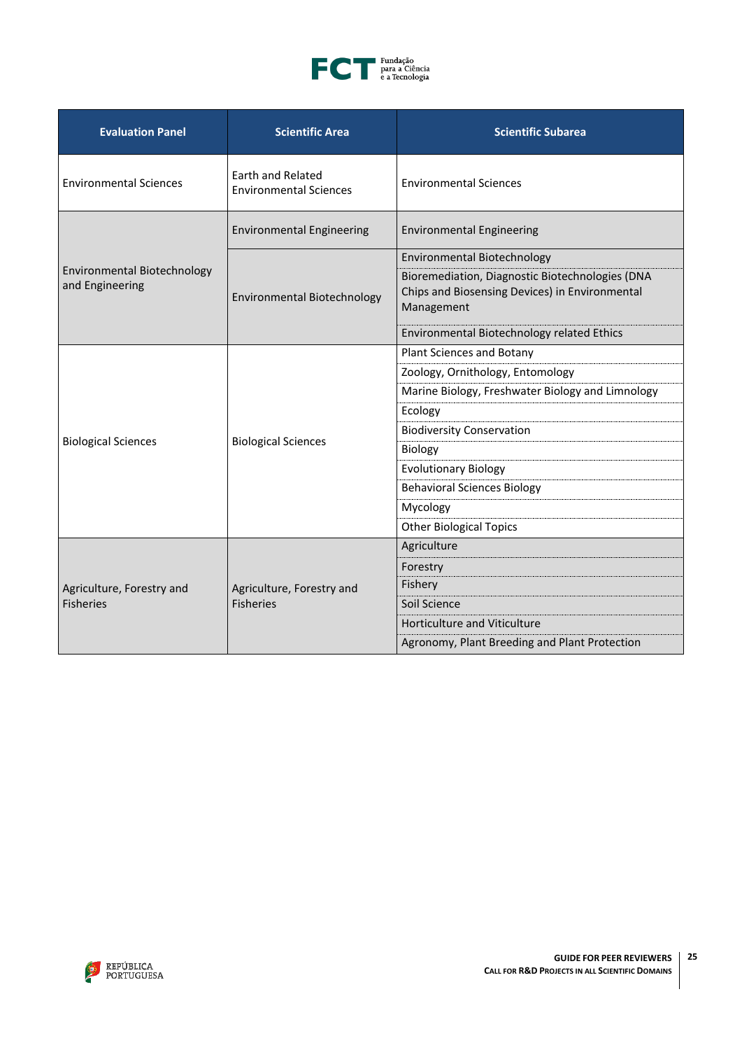| Evaluation Panel | Scientific Area | Scientific Subarea |
|---|---|---|
| Environmental Sciences | Earth and Related Environmental Sciences | Environmental Sciences |
| Environmental Biotechnology and Engineering | Environmental Engineering | Environmental Engineering |
| | Environmental Biotechnology | Environmental Biotechnology |
| | | Bioremediation, Diagnostic Biotechnologies (DNA Chips and Biosensing Devices) in Environmental Management |
| | | Environmental Biotechnology related Ethics |
| Biological Sciences | Biological Sciences | Plant Sciences and Botany |
| | | Zoology, Ornithology, Entomology |
| | | Marine Biology, Freshwater Biology and Limnology |
| | | Ecology |
| | | Biodiversity Conservation |
| | | Biology |
| | | Evolutionary Biology |
| | | Behavioral Sciences Biology |
| | | Mycology |
| | | Other Biological Topics |
| Agriculture, Forestry and Fisheries | Agriculture, Forestry and Fisheries | Agriculture |
| | | Forestry |
| | | Fishery |
| | | Soil Science |
| | | Horticulture and Viticulture |
| | | Agronomy, Plant Breeding and Plant Protection |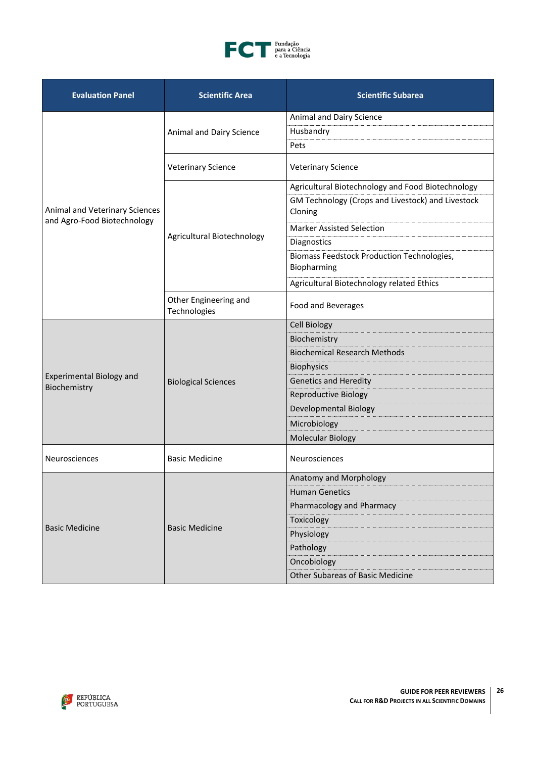| Evaluation Panel | Scientific Area | Scientific Subarea |
| --- | --- | --- |
| Animal and Veterinary Sciences and Agro-Food Biotechnology | Animal and Dairy Science | Animal and Dairy Science |
| | | Husbandry |
| | | Pets |
| | Veterinary Science | Veterinary Science |
| | Agricultural Biotechnology | Agricultural Biotechnology and Food Biotechnology |
| | | GM Technology (Crops and Livestock) and Livestock Cloning |
| | | Marker Assisted Selection |
| | | Diagnostics |
| | | Biomass Feedstock Production Technologies, Biopharming |
| | | Agricultural Biotechnology related Ethics |
| | Other Engineering and Technologies | Food and Beverages |
| Experimental Biology and Biochemistry | Biological Sciences | Cell Biology |
| | | Biochemistry |
| | | Biochemical Research Methods |
| | | Biophysics |
| | | Genetics and Heredity |
| | | Reproductive Biology |
| | | Developmental Biology |
| | | Microbiology |
| | | Molecular Biology |
| Neurosciences | Basic Medicine | Neurosciences |
| Basic Medicine | Basic Medicine | Anatomy and Morphology |
| | | Human Genetics |
| | | Pharmacology and Pharmacy |
| | | Toxicology |
| | | Physiology |
| | | Pathology |
| | | Oncobiology |
| | | Other Subareas of Basic Medicine |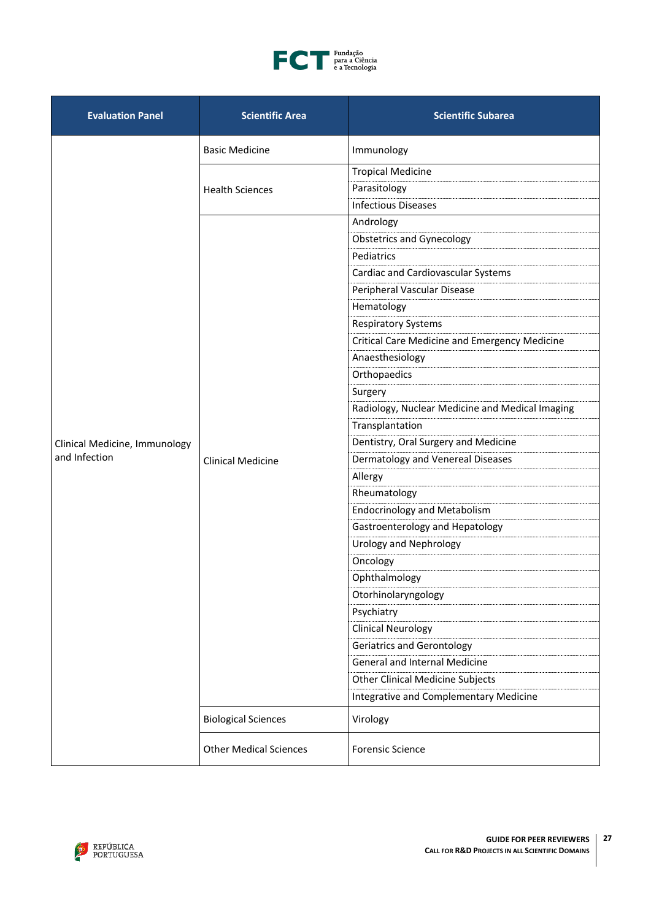| Evaluation Panel | Scientific Area | Scientific Subarea |
|---|---|---|
| Clinical Medicine, Immunology and Infection | Basic Medicine | Immunology |
| | Health Sciences | Tropical Medicine |
| | | Parasitology |
| | | Infectious Diseases |
| | Clinical Medicine | Andrology |
| | | Obstetrics and Gynecology |
| | | Pediatrics |
| | | Cardiac and Cardiovascular Systems |
| | | Peripheral Vascular Disease |
| | | Hematology |
| | | Respiratory Systems |
| | | Critical Care Medicine and Emergency Medicine |
| | | Anaesthesiology |
| | | Orthopaedics |
| | | Surgery |
| | | Radiology, Nuclear Medicine and Medical Imaging |
| | | Transplantation |
| | | Dentistry, Oral Surgery and Medicine |
| | | Dermatology and Venereal Diseases |
| | | Allergy |
| | | Rheumatology |
| | | Endocrinology and Metabolism |
| | | Gastroenterology and Hepatology |
| | | Urology and Nephrology |
| | | Oncology |
| | | Ophthalmology |
| | | Otorhinolaryngology |
| | | Psychiatry |
| | | Clinical Neurology |
| | | Geriatrics and Gerontology |
| | | General and Internal Medicine |
| | | Other Clinical Medicine Subjects |
| | | Integrative and Complementary Medicine |
| | Biological Sciences | Virology |
| | Other Medical Sciences | Forensic Science |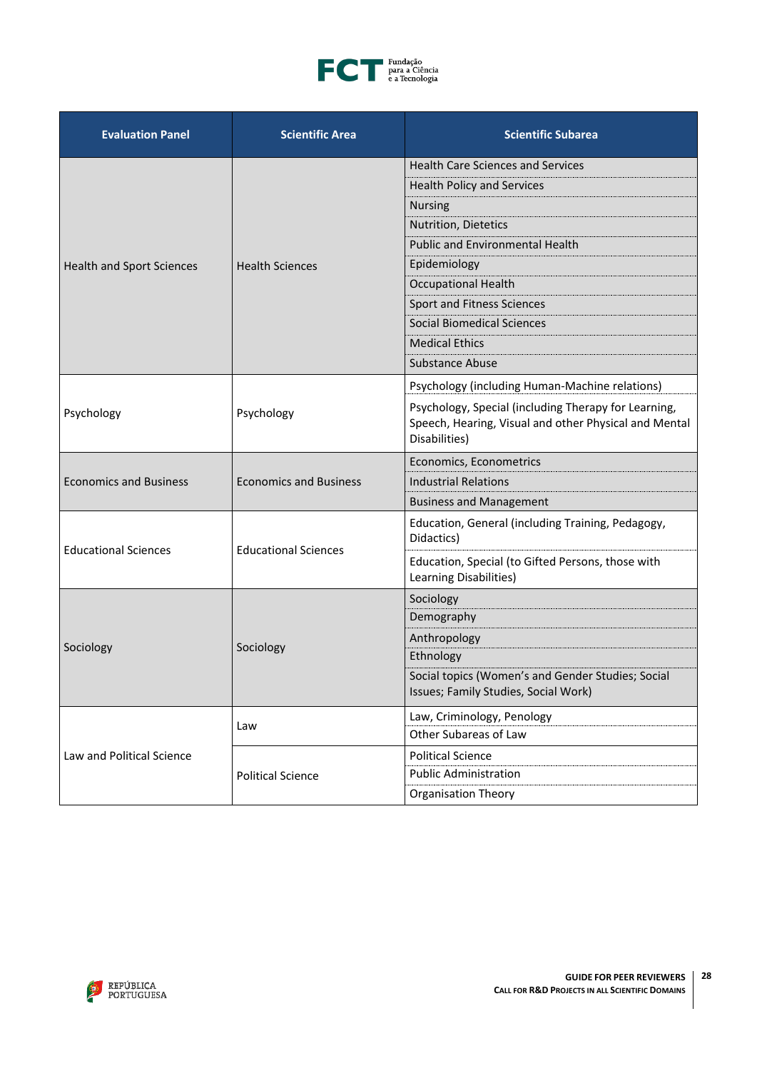| Evaluation Panel | Scientific Area | Scientific Subarea |
|---|---|---|
| Health and Sport Sciences | Health Sciences | Health Care Sciences and Services |
| | | Health Policy and Services |
| | | Nursing |
| | | Nutrition, Dietetics |
| | | Public and Environmental Health |
| | | Epidemiology |
| | | Occupational Health |
| | | Sport and Fitness Sciences |
| | | Social Biomedical Sciences |
| | | Medical Ethics |
| | | Substance Abuse |
| Psychology | Psychology | Psychology (including Human-Machine relations) |
| | | Psychology, Special (including Therapy for Learning, Speech, Hearing, Visual and other Physical and Mental Disabilities) |
| Economics and Business | Economics and Business | Economics, Econometrics |
| | | Industrial Relations |
| | | Business and Management |
| Educational Sciences | Educational Sciences | Education, General (including Training, Pedagogy, Didactics) |
| | | Education, Special (to Gifted Persons, those with Learning Disabilities) |
| Sociology | Sociology | Sociology |
| | | Demography |
| | | Anthropology |
| | | Ethnology |
| | | Social topics (Women's and Gender Studies; Social Issues; Family Studies, Social Work) |
| Law and Political Science | Law | Law, Criminology, Penology |
| | | Other Subareas of Law |
| | Political Science | Political Science |
| | | Public Administration |
| | | Organisation Theory |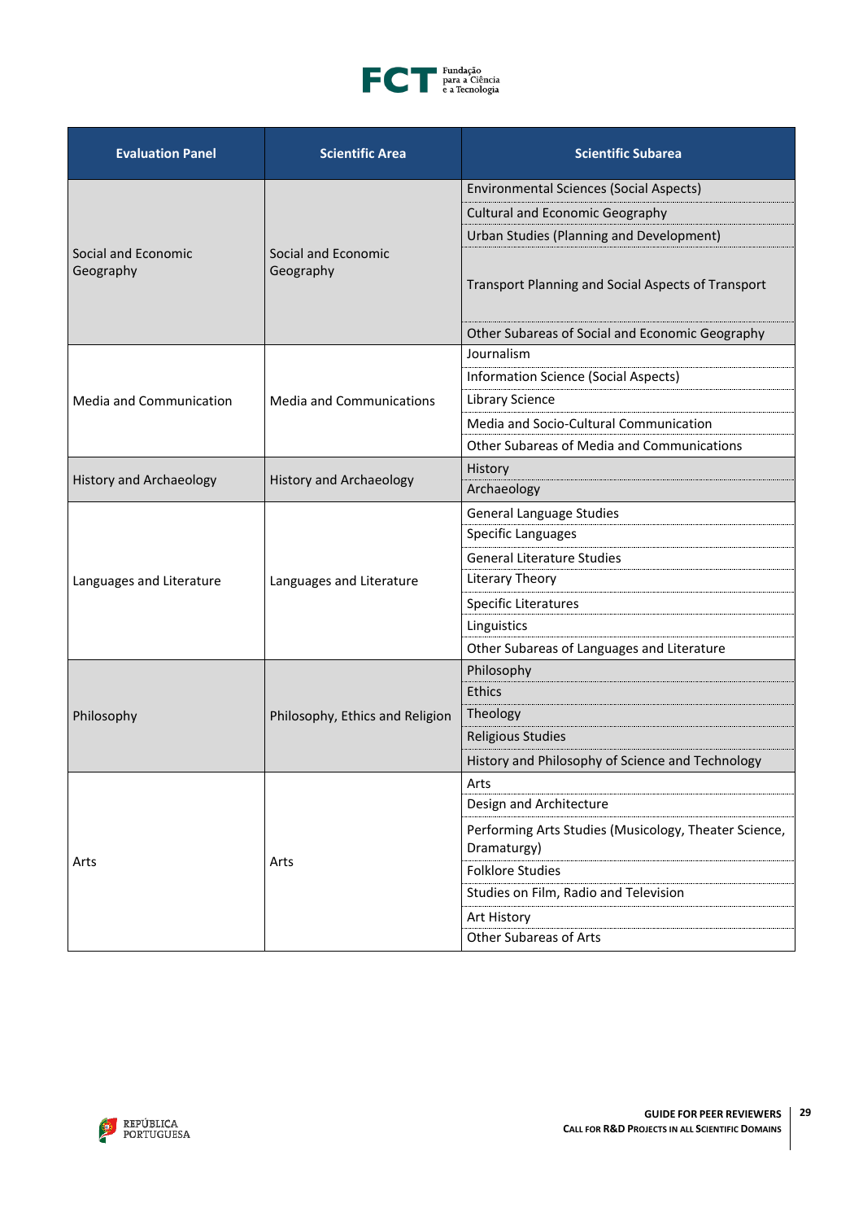| Evaluation Panel | Scientific Area | Scientific Subarea |
|---|---|---|
| Social and Economic Geography | Social and Economic Geography | Environmental Sciences (Social Aspects) |
| | | Cultural and Economic Geography |
| | | Urban Studies (Planning and Development) |
| | | Transport Planning and Social Aspects of Transport |
| | | Other Subareas of Social and Economic Geography |
| Media and Communication | Media and Communications | Journalism |
| | | Information Science (Social Aspects) |
| | | Library Science |
| | | Media and Socio-Cultural Communication |
| | | Other Subareas of Media and Communications |
| History and Archaeology | History and Archaeology | History |
| | | Archaeology |
| Languages and Literature | Languages and Literature | General Language Studies |
| | | Specific Languages |
| | | General Literature Studies |
| | | Literary Theory |
| | | Specific Literatures |
| | | Linguistics |
| | | Other Subareas of Languages and Literature |
| Philosophy | Philosophy, Ethics and Religion | Philosophy |
| | | Ethics |
| | | Theology |
| | | Religious Studies |
| | | History and Philosophy of Science and Technology |
| Arts | Arts | Arts |
| | | Design and Architecture |
| | | Performing Arts Studies (Musicology, Theater Science, Dramaturgy) |
| | | Folklore Studies |
| | | Studies on Film, Radio and Television |
| | | Art History |
| | | Other Subareas of Arts |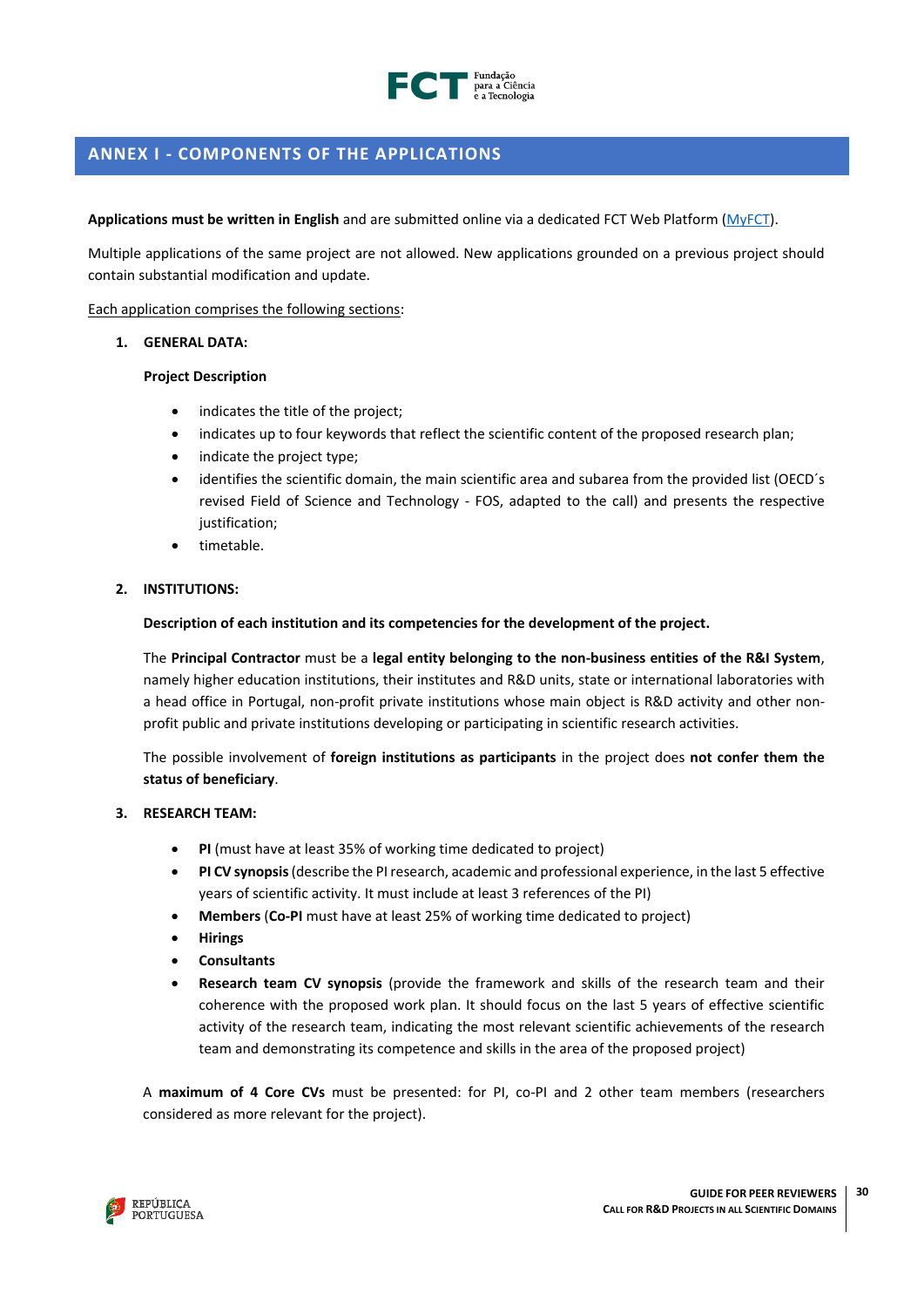## ANNEX I - COMPONENTS OF THE APPLICATIONS

**Applications must be written in English** and are submitted online via a dedicated FCT Web Platform (MyFCT).

Multiple applications of the same project are not allowed. New applications grounded on a previous project should contain substantial modification and update.

Each application comprises the following sections:

1. **GENERAL DATA:**

   **Project Description**

   - indicates the title of the project;
   - indicates up to four keywords that reflect the scientific content of the proposed research plan;
   - indicate the project type;
   - identifies the scientific domain, the main scientific area and subarea from the provided list (OECD´s revised Field of Science and Technology - FOS, adapted to the call) and presents the respective justification;
   - timetable.

2. **INSTITUTIONS:**

   **Description of each institution and its competencies for the development of the project.**

   The **Principal Contractor** must be a **legal entity belonging to the non-business entities of the R&I System**, namely higher education institutions, their institutes and R&D units, state or international laboratories with a head office in Portugal, non-profit private institutions whose main object is R&D activity and other non-profit public and private institutions developing or participating in scientific research activities.

   The possible involvement of **foreign institutions as participants** in the project does **not confer them the status of beneficiary**.

3. **RESEARCH TEAM:**

   - **PI** (must have at least 35% of working time dedicated to project)
   - **PI CV synopsis** (describe the PI research, academic and professional experience, in the last 5 effective years of scientific activity. It must include at least 3 references of the PI)
   - **Members** (**Co-PI** must have at least 25% of working time dedicated to project)
   - **Hirings**
   - **Consultants**
   - **Research team CV synopsis** (provide the framework and skills of the research team and their coherence with the proposed work plan. It should focus on the last 5 years of effective scientific activity of the research team, indicating the most relevant scientific achievements of the research team and demonstrating its competence and skills in the area of the proposed project)

   A **maximum of 4 Core CVs** must be presented: for PI, co-PI and 2 other team members (researchers considered as more relevant for the project).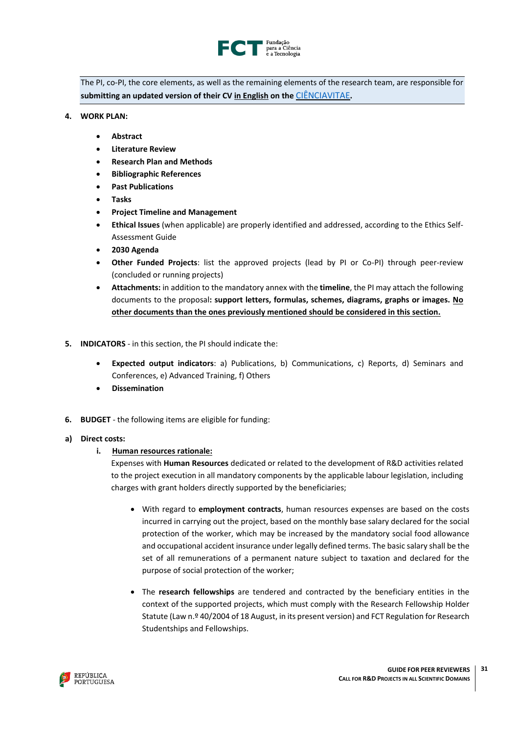The PI, co-PI, the core elements, as well as the remaining elements of the research team, are responsible for **submitting an updated version of their CV in English on the CIÊNCIAVITAE.**

4. **WORK PLAN:**

   - **Abstract**
   - **Literature Review**
   - **Research Plan and Methods**
   - **Bibliographic References**
   - **Past Publications**
   - **Tasks**
   - **Project Timeline and Management**
   - **Ethical Issues** (when applicable) are properly identified and addressed, according to the Ethics Self-Assessment Guide
   - **2030 Agenda**
   - **Other Funded Projects**: list the approved projects (lead by PI or Co-PI) through peer-review (concluded or running projects)
   - **Attachments:** in addition to the mandatory annex with the **timeline**, the PI may attach the following documents to the proposal**: support letters, formulas, schemes, diagrams, graphs or images. No other documents than the ones previously mentioned should be considered in this section.**

5. **INDICATORS** - in this section, the PI should indicate the:

   - **Expected output indicators**: a) Publications, b) Communications, c) Reports, d) Seminars and Conferences, e) Advanced Training, f) Others
   - **Dissemination**

6. **BUDGET** - the following items are eligible for funding:

a) **Direct costs:**

   i. **Human resources rationale:**

   Expenses with **Human Resources** dedicated or related to the development of R&D activities related to the project execution in all mandatory components by the applicable labour legislation, including charges with grant holders directly supported by the beneficiaries;

   - With regard to **employment contracts**, human resources expenses are based on the costs incurred in carrying out the project, based on the monthly base salary declared for the social protection of the worker, which may be increased by the mandatory social food allowance and occupational accident insurance under legally defined terms. The basic salary shall be the set of all remunerations of a permanent nature subject to taxation and declared for the purpose of social protection of the worker;

   - The **research fellowships** are tendered and contracted by the beneficiary entities in the context of the supported projects, which must comply with the Research Fellowship Holder Statute (Law n.º 40/2004 of 18 August, in its present version) and FCT Regulation for Research Studentships and Fellowships.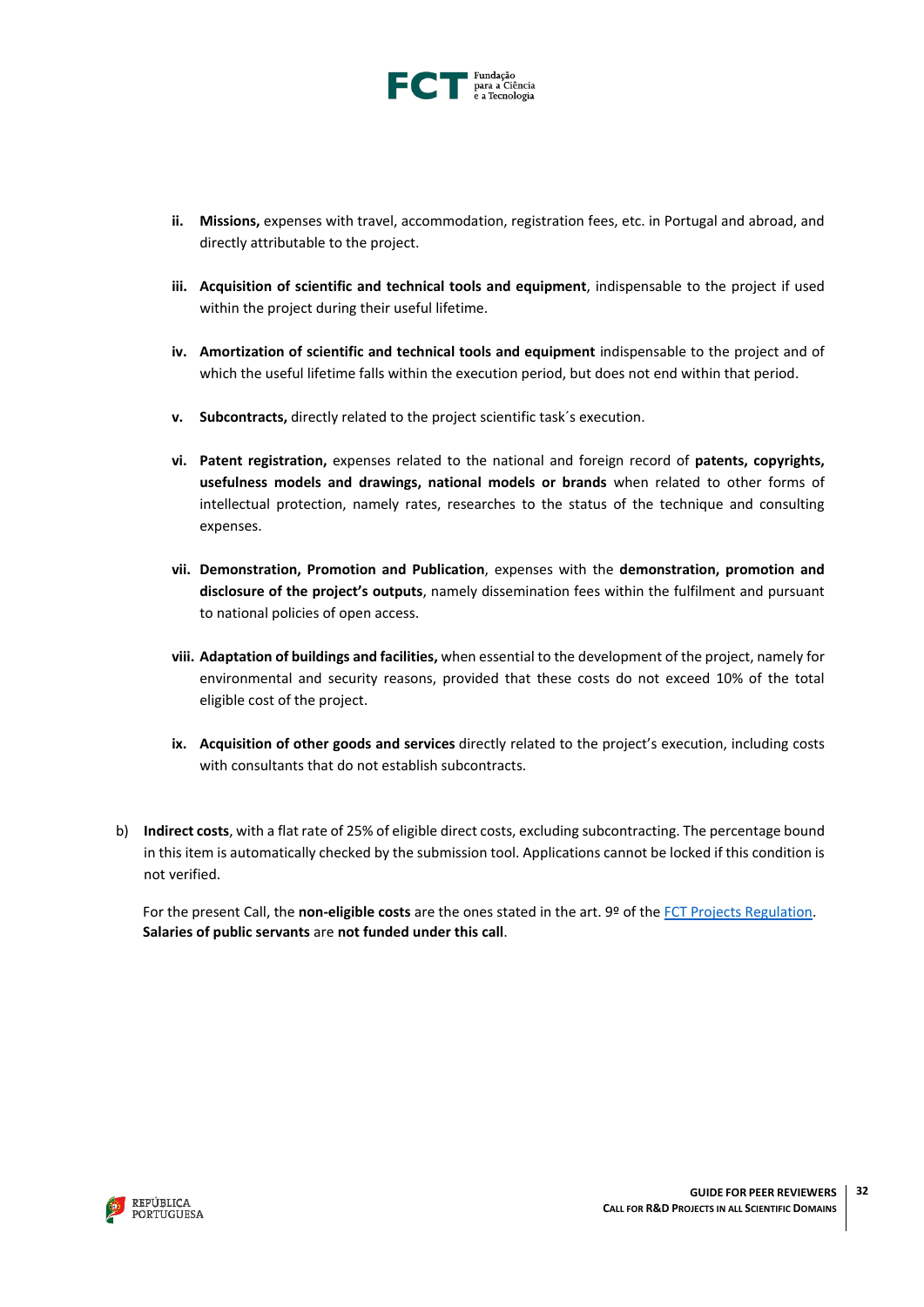ii. **Missions,** expenses with travel, accommodation, registration fees, etc. in Portugal and abroad, and directly attributable to the project.

iii. **Acquisition of scientific and technical tools and equipment**, indispensable to the project if used within the project during their useful lifetime.

iv. **Amortization of scientific and technical tools and equipment** indispensable to the project and of which the useful lifetime falls within the execution period, but does not end within that period.

v. **Subcontracts,** directly related to the project scientific task´s execution.

vi. **Patent registration,** expenses related to the national and foreign record of **patents, copyrights, usefulness models and drawings, national models or brands** when related to other forms of intellectual protection, namely rates, researches to the status of the technique and consulting expenses.

vii. **Demonstration, Promotion and Publication**, expenses with the **demonstration, promotion and disclosure of the project's outputs**, namely dissemination fees within the fulfilment and pursuant to national policies of open access.

viii. **Adaptation of buildings and facilities,** when essential to the development of the project, namely for environmental and security reasons, provided that these costs do not exceed 10% of the total eligible cost of the project.

ix. **Acquisition of other goods and services** directly related to the project's execution, including costs with consultants that do not establish subcontracts.

b) **Indirect costs**, with a flat rate of 25% of eligible direct costs, excluding subcontracting. The percentage bound in this item is automatically checked by the submission tool. Applications cannot be locked if this condition is not verified.

For the present Call, the **non-eligible costs** are the ones stated in the art. 9º of the [FCT Projects Regulation](). **Salaries of public servants** are **not funded under this call**.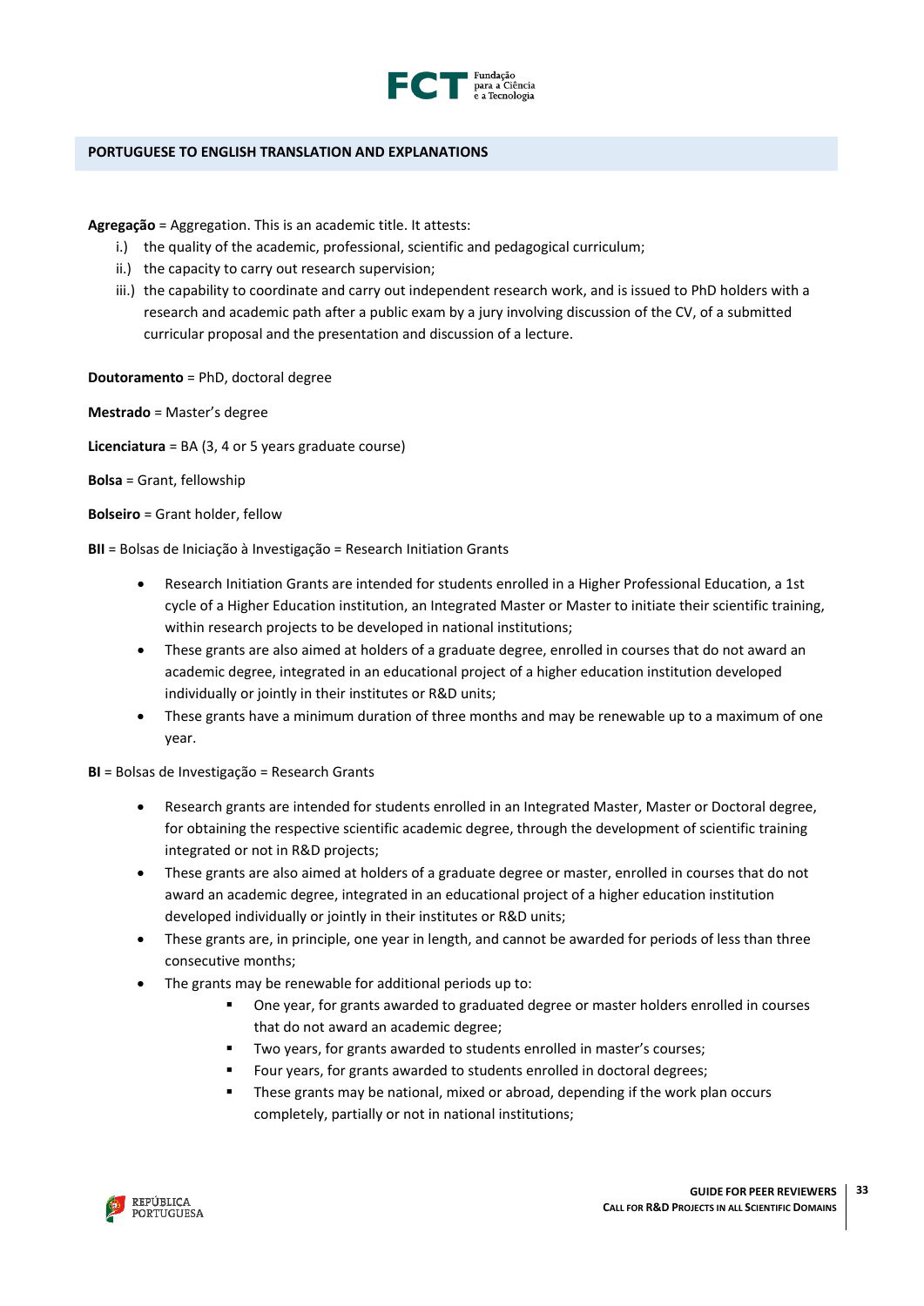## PORTUGUESE TO ENGLISH TRANSLATION AND EXPLANATIONS

**Agregação** = Aggregation. This is an academic title. It attests:

i.) the quality of the academic, professional, scientific and pedagogical curriculum;

ii.) the capacity to carry out research supervision;

iii.) the capability to coordinate and carry out independent research work, and is issued to PhD holders with a research and academic path after a public exam by a jury involving discussion of the CV, of a submitted curricular proposal and the presentation and discussion of a lecture.

**Doutoramento** = PhD, doctoral degree

**Mestrado** = Master's degree

**Licenciatura** = BA (3, 4 or 5 years graduate course)

**Bolsa** = Grant, fellowship

**Bolseiro** = Grant holder, fellow

**BII** = Bolsas de Iniciação à Investigação = Research Initiation Grants

- Research Initiation Grants are intended for students enrolled in a Higher Professional Education, a 1st cycle of a Higher Education institution, an Integrated Master or Master to initiate their scientific training, within research projects to be developed in national institutions;
- These grants are also aimed at holders of a graduate degree, enrolled in courses that do not award an academic degree, integrated in an educational project of a higher education institution developed individually or jointly in their institutes or R&D units;
- These grants have a minimum duration of three months and may be renewable up to a maximum of one year.

**BI** = Bolsas de Investigação = Research Grants

- Research grants are intended for students enrolled in an Integrated Master, Master or Doctoral degree, for obtaining the respective scientific academic degree, through the development of scientific training integrated or not in R&D projects;
- These grants are also aimed at holders of a graduate degree or master, enrolled in courses that do not award an academic degree, integrated in an educational project of a higher education institution developed individually or jointly in their institutes or R&D units;
- These grants are, in principle, one year in length, and cannot be awarded for periods of less than three consecutive months;
- The grants may be renewable for additional periods up to:
  - One year, for grants awarded to graduated degree or master holders enrolled in courses that do not award an academic degree;
  - Two years, for grants awarded to students enrolled in master's courses;
  - Four years, for grants awarded to students enrolled in doctoral degrees;
  - These grants may be national, mixed or abroad, depending if the work plan occurs completely, partially or not in national institutions;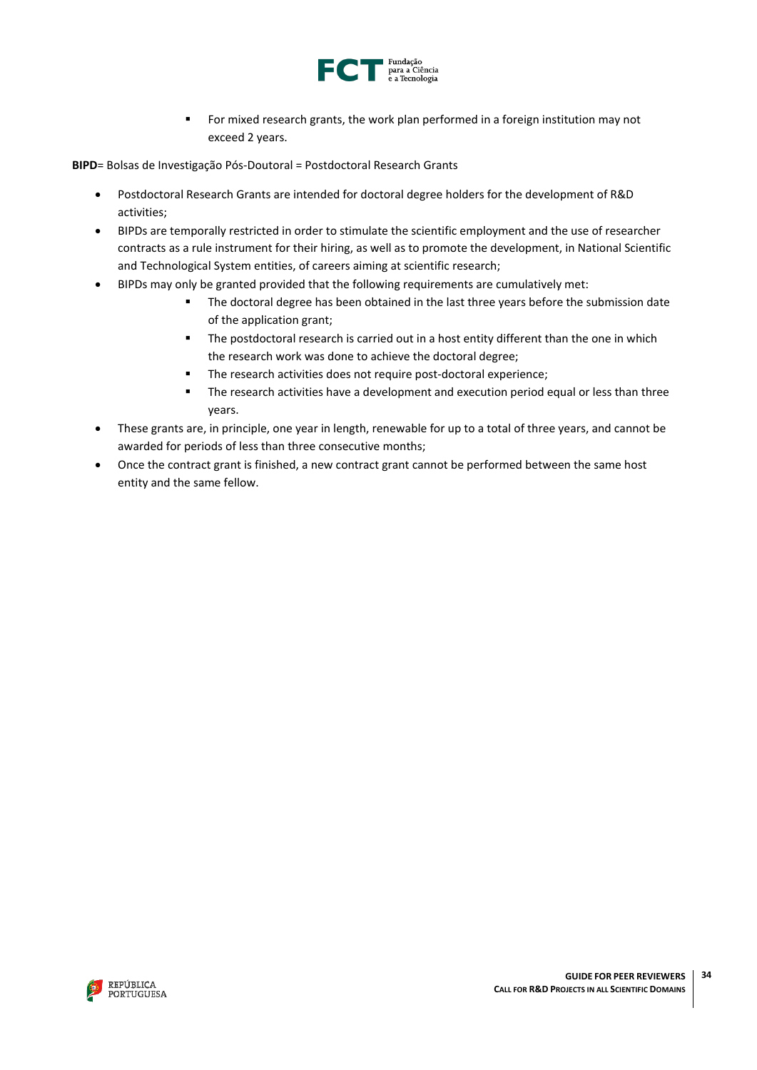- For mixed research grants, the work plan performed in a foreign institution may not exceed 2 years.

**BIPD**= Bolsas de Investigação Pós-Doutoral = Postdoctoral Research Grants

- Postdoctoral Research Grants are intended for doctoral degree holders for the development of R&D activities;
- BIPDs are temporally restricted in order to stimulate the scientific employment and the use of researcher contracts as a rule instrument for their hiring, as well as to promote the development, in National Scientific and Technological System entities, of careers aiming at scientific research;
- BIPDs may only be granted provided that the following requirements are cumulatively met:
    - The doctoral degree has been obtained in the last three years before the submission date of the application grant;
    - The postdoctoral research is carried out in a host entity different than the one in which the research work was done to achieve the doctoral degree;
    - The research activities does not require post-doctoral experience;
    - The research activities have a development and execution period equal or less than three years.
- These grants are, in principle, one year in length, renewable for up to a total of three years, and cannot be awarded for periods of less than three consecutive months;
- Once the contract grant is finished, a new contract grant cannot be performed between the same host entity and the same fellow.